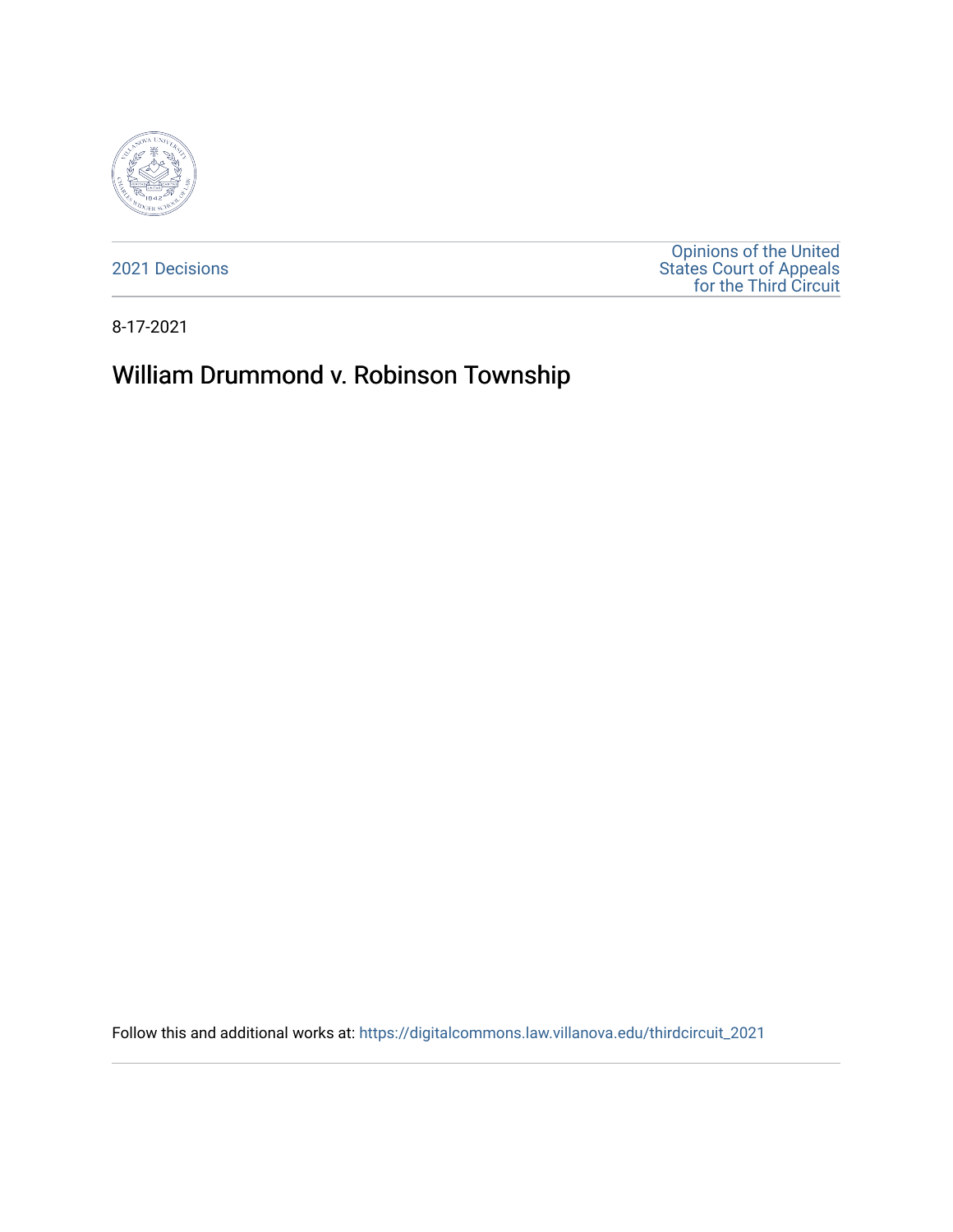2021 Decisions

Opinions of the United States Court of Appeals for the Third Circuit

8-17-2021

# William Drummond v. Robinson Township

Follow this and additional works at: https://digitalcommons.law.villanova.edu/thirdcircuit_2021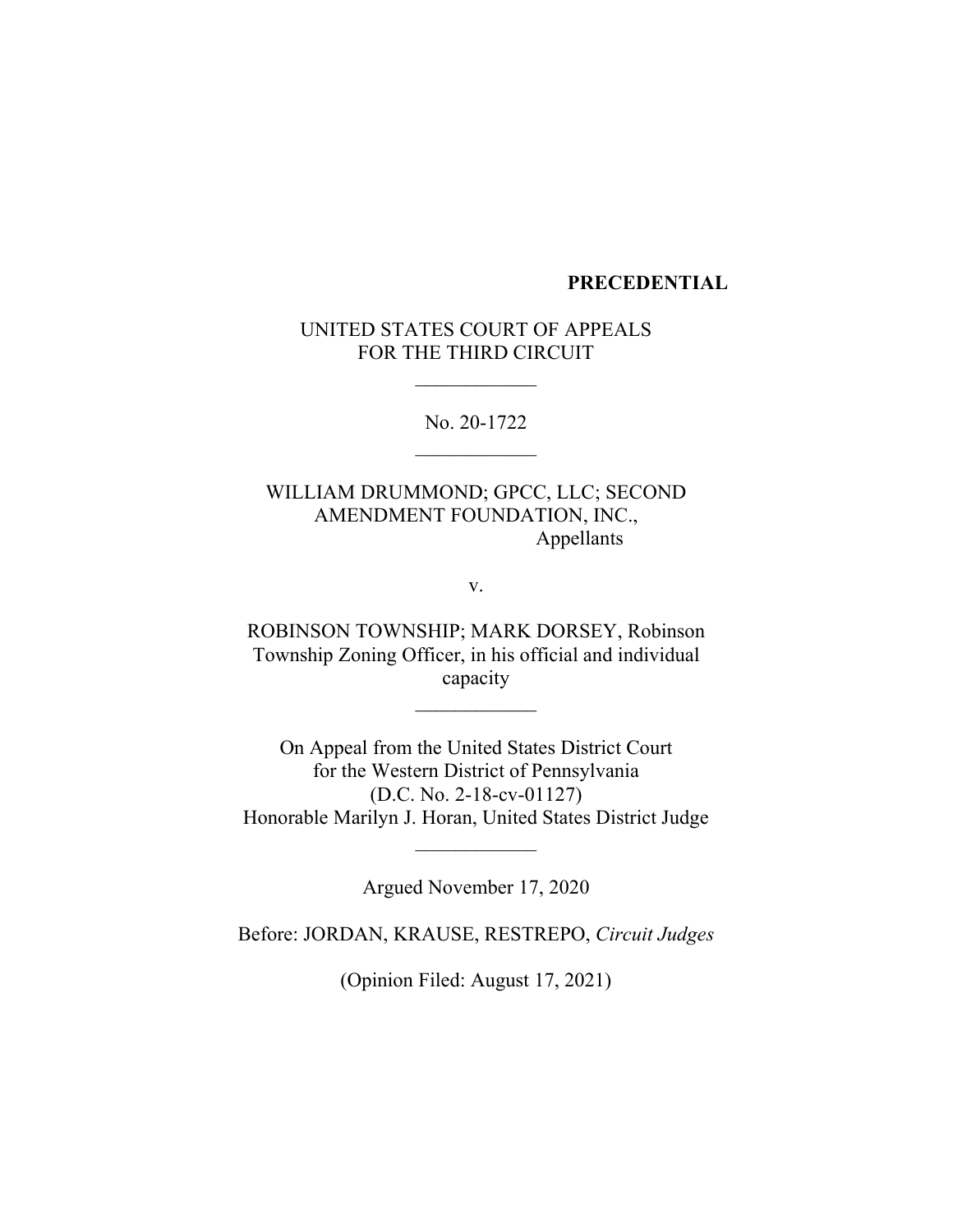**PRECEDENTIAL**

UNITED STATES COURT OF APPEALS
FOR THE THIRD CIRCUIT

\_\_\_\_\_\_\_\_\_\_\_\_

No. 20-1722

\_\_\_\_\_\_\_\_\_\_\_\_

WILLIAM DRUMMOND; GPCC, LLC; SECOND AMENDMENT FOUNDATION, INC.,
Appellants

v.

ROBINSON TOWNSHIP; MARK DORSEY, Robinson Township Zoning Officer, in his official and individual capacity

\_\_\_\_\_\_\_\_\_\_\_\_

On Appeal from the United States District Court
for the Western District of Pennsylvania
(D.C. No. 2-18-cv-01127)
Honorable Marilyn J. Horan, United States District Judge

\_\_\_\_\_\_\_\_\_\_\_\_

Argued November 17, 2020

Before: JORDAN, KRAUSE, RESTREPO, *Circuit Judges*

(Opinion Filed: August 17, 2021)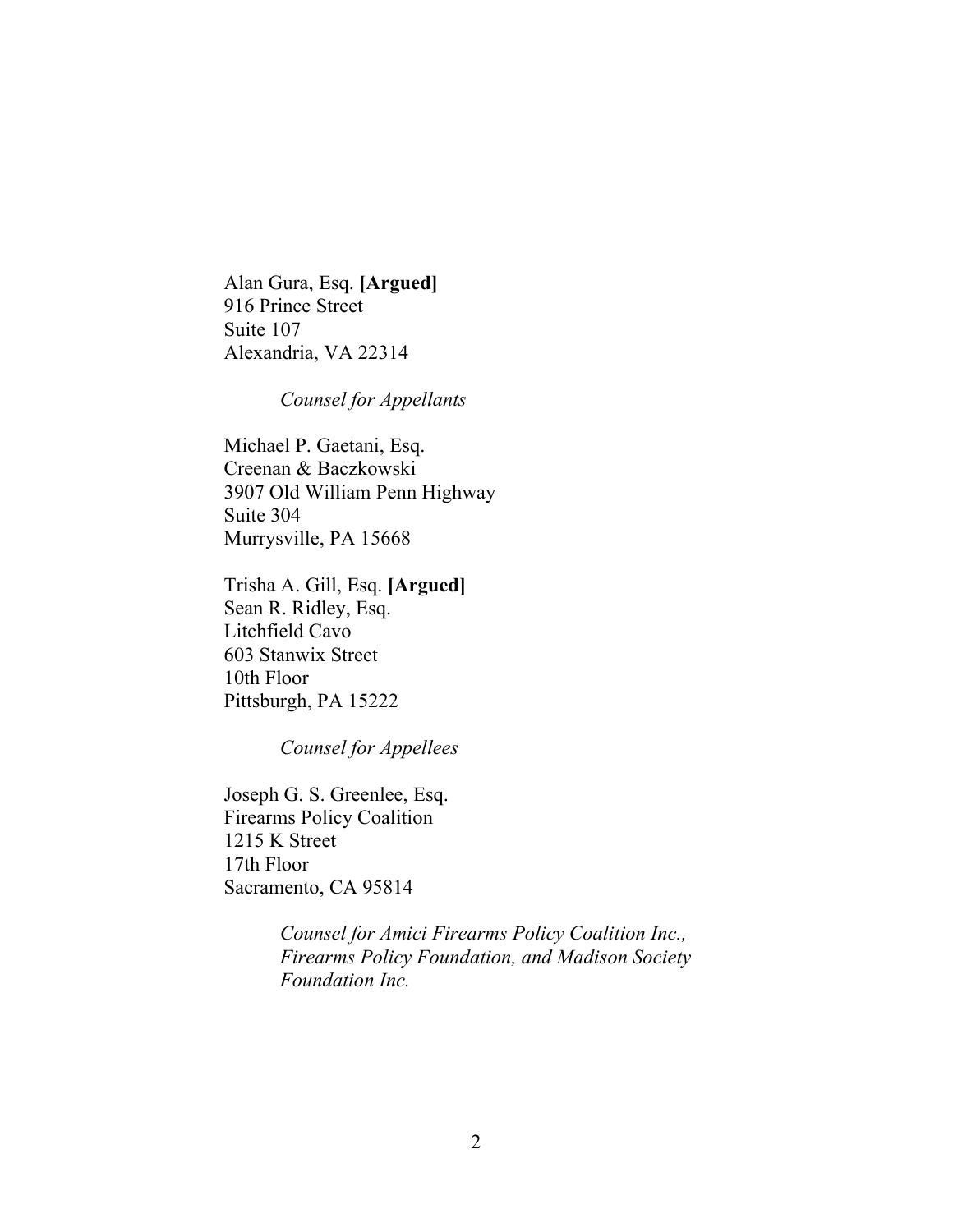Alan Gura, Esq. **[Argued]**
916 Prince Street
Suite 107
Alexandria, VA 22314

*Counsel for Appellants*

Michael P. Gaetani, Esq.
Creenan & Baczkowski
3907 Old William Penn Highway
Suite 304
Murrysville, PA 15668

Trisha A. Gill, Esq. **[Argued]**
Sean R. Ridley, Esq.
Litchfield Cavo
603 Stanwix Street
10th Floor
Pittsburgh, PA 15222

*Counsel for Appellees*

Joseph G. S. Greenlee, Esq.
Firearms Policy Coalition
1215 K Street
17th Floor
Sacramento, CA 95814

*Counsel for Amici Firearms Policy Coalition Inc., Firearms Policy Foundation, and Madison Society Foundation Inc.*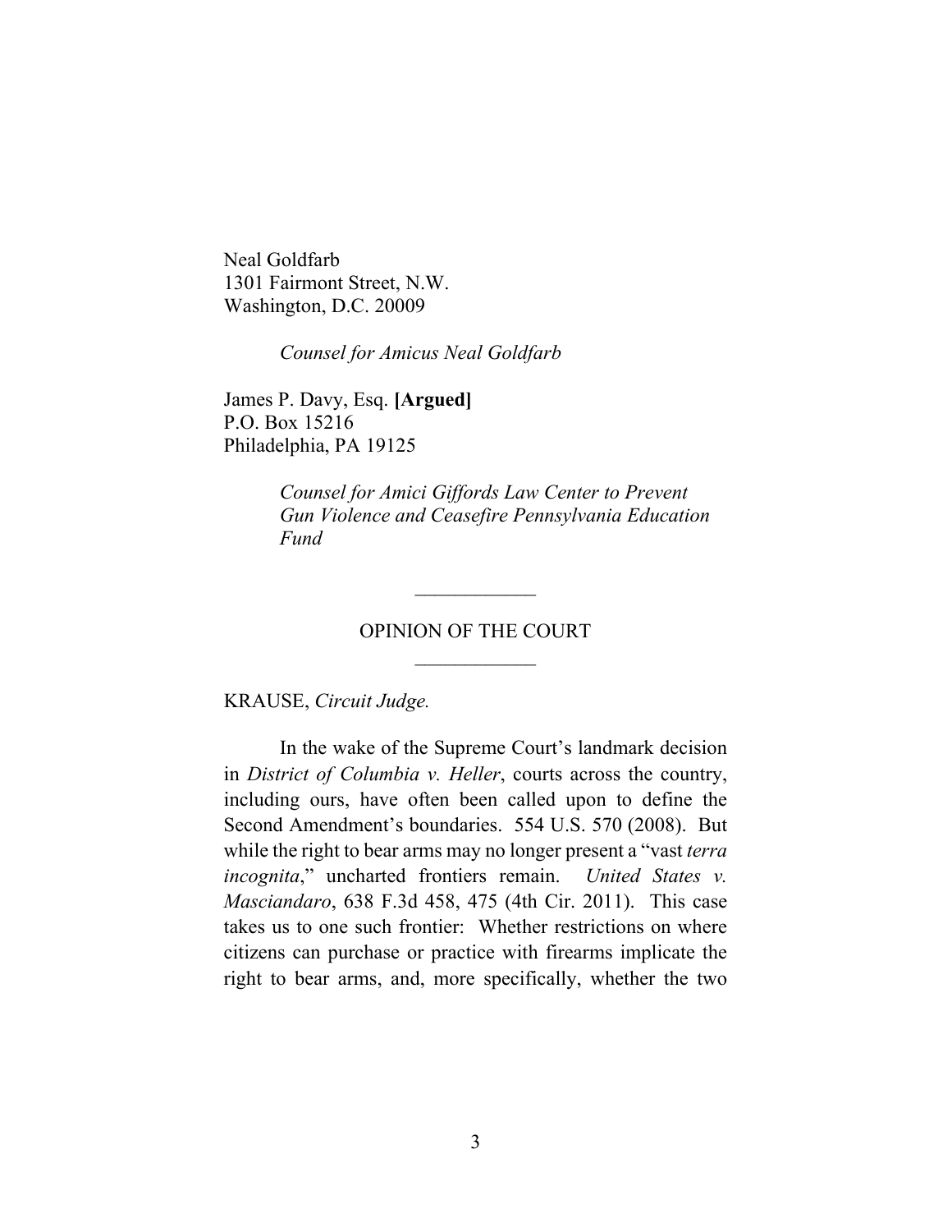Neal Goldfarb
1301 Fairmont Street, N.W.
Washington, D.C. 20009

*Counsel for Amicus Neal Goldfarb*

James P. Davy, Esq. **[Argued]**
P.O. Box 15216
Philadelphia, PA 19125

*Counsel for Amici Giffords Law Center to Prevent Gun Violence and Ceasefire Pennsylvania Education Fund*

---

OPINION OF THE COURT

---

KRAUSE, *Circuit Judge.*

In the wake of the Supreme Court's landmark decision in *District of Columbia v. Heller*, courts across the country, including ours, have often been called upon to define the Second Amendment's boundaries. 554 U.S. 570 (2008). But while the right to bear arms may no longer present a "vast *terra incognita*," uncharted frontiers remain. *United States v. Masciandaro*, 638 F.3d 458, 475 (4th Cir. 2011). This case takes us to one such frontier: Whether restrictions on where citizens can purchase or practice with firearms implicate the right to bear arms, and, more specifically, whether the two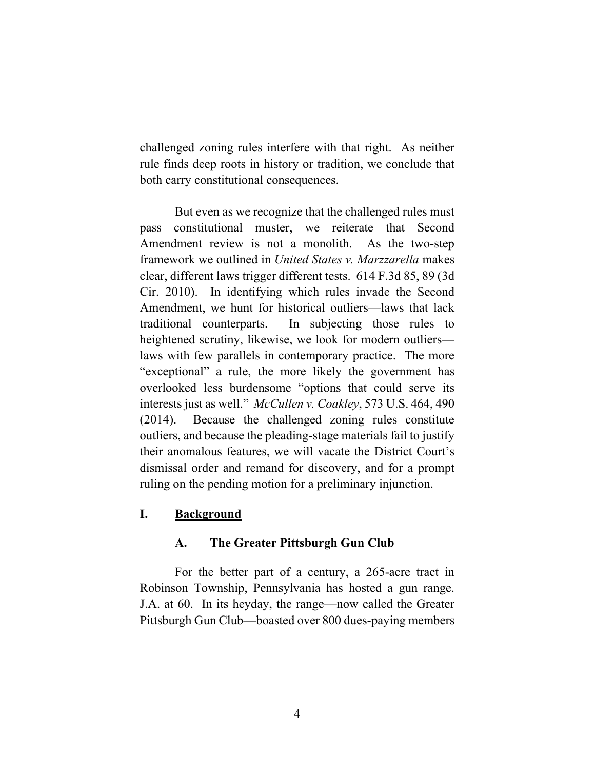challenged zoning rules interfere with that right. As neither rule finds deep roots in history or tradition, we conclude that both carry constitutional consequences.

But even as we recognize that the challenged rules must pass constitutional muster, we reiterate that Second Amendment review is not a monolith. As the two-step framework we outlined in *United States v. Marzzarella* makes clear, different laws trigger different tests. 614 F.3d 85, 89 (3d Cir. 2010). In identifying which rules invade the Second Amendment, we hunt for historical outliers—laws that lack traditional counterparts. In subjecting those rules to heightened scrutiny, likewise, we look for modern outliers—laws with few parallels in contemporary practice. The more "exceptional" a rule, the more likely the government has overlooked less burdensome "options that could serve its interests just as well." *McCullen v. Coakley*, 573 U.S. 464, 490 (2014). Because the challenged zoning rules constitute outliers, and because the pleading-stage materials fail to justify their anomalous features, we will vacate the District Court's dismissal order and remand for discovery, and for a prompt ruling on the pending motion for a preliminary injunction.

## I. Background

### A. The Greater Pittsburgh Gun Club

For the better part of a century, a 265-acre tract in Robinson Township, Pennsylvania has hosted a gun range. J.A. at 60. In its heyday, the range—now called the Greater Pittsburgh Gun Club—boasted over 800 dues-paying members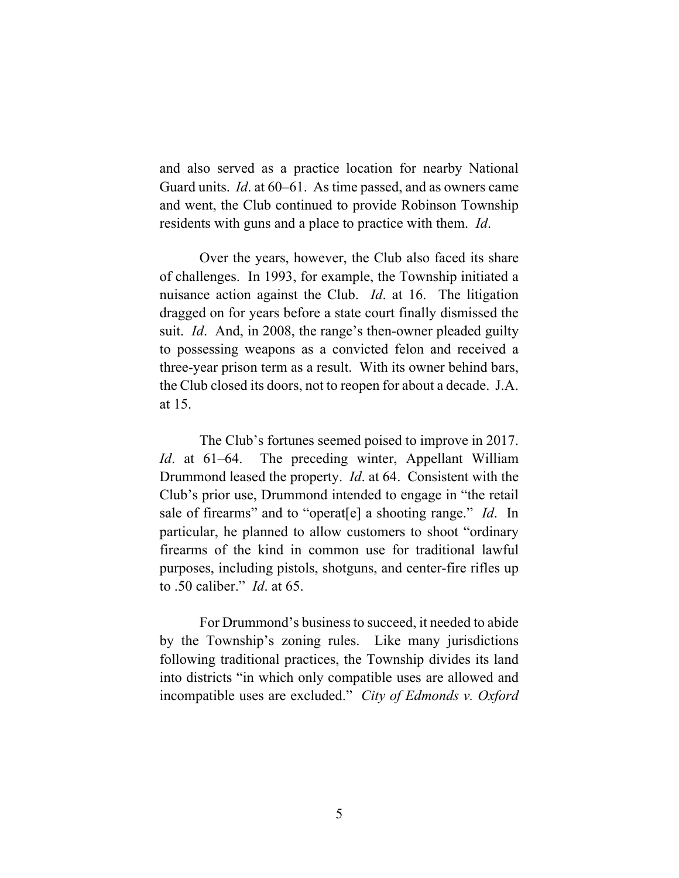and also served as a practice location for nearby National Guard units. *Id*. at 60–61. As time passed, and as owners came and went, the Club continued to provide Robinson Township residents with guns and a place to practice with them. *Id*.

Over the years, however, the Club also faced its share of challenges. In 1993, for example, the Township initiated a nuisance action against the Club. *Id*. at 16. The litigation dragged on for years before a state court finally dismissed the suit. *Id*. And, in 2008, the range's then-owner pleaded guilty to possessing weapons as a convicted felon and received a three-year prison term as a result. With its owner behind bars, the Club closed its doors, not to reopen for about a decade. J.A. at 15.

The Club's fortunes seemed poised to improve in 2017. *Id*. at 61–64. The preceding winter, Appellant William Drummond leased the property. *Id*. at 64. Consistent with the Club's prior use, Drummond intended to engage in "the retail sale of firearms" and to "operat[e] a shooting range." *Id*. In particular, he planned to allow customers to shoot "ordinary firearms of the kind in common use for traditional lawful purposes, including pistols, shotguns, and center-fire rifles up to .50 caliber." *Id*. at 65.

For Drummond's business to succeed, it needed to abide by the Township's zoning rules. Like many jurisdictions following traditional practices, the Township divides its land into districts "in which only compatible uses are allowed and incompatible uses are excluded." *City of Edmonds v. Oxford*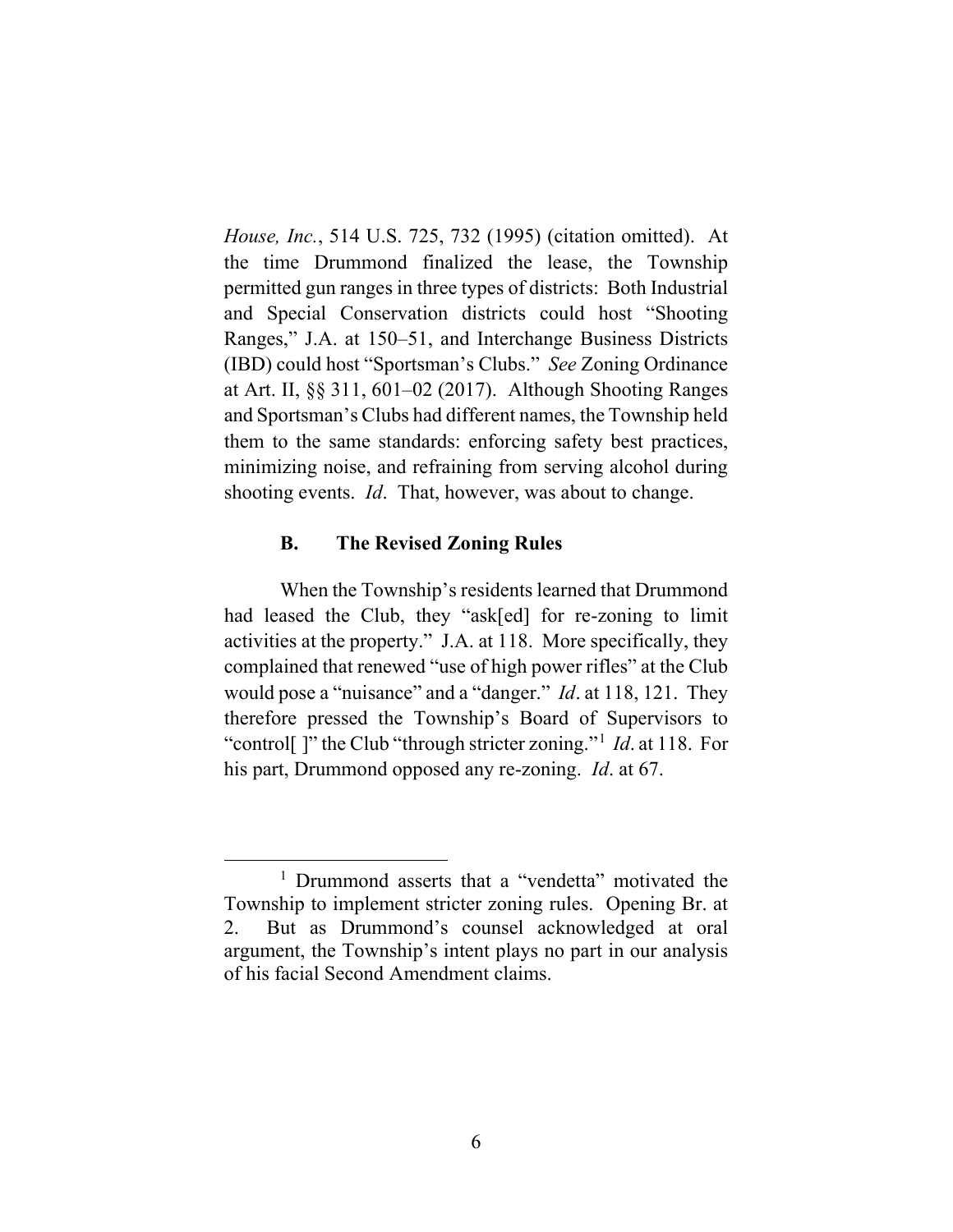*House, Inc.*, 514 U.S. 725, 732 (1995) (citation omitted). At the time Drummond finalized the lease, the Township permitted gun ranges in three types of districts: Both Industrial and Special Conservation districts could host "Shooting Ranges," J.A. at 150–51, and Interchange Business Districts (IBD) could host "Sportsman's Clubs." *See* Zoning Ordinance at Art. II, §§ 311, 601–02 (2017). Although Shooting Ranges and Sportsman's Clubs had different names, the Township held them to the same standards: enforcing safety best practices, minimizing noise, and refraining from serving alcohol during shooting events. *Id*. That, however, was about to change.

### B. The Revised Zoning Rules

When the Township's residents learned that Drummond had leased the Club, they "ask[ed] for re-zoning to limit activities at the property." J.A. at 118. More specifically, they complained that renewed "use of high power rifles" at the Club would pose a "nuisance" and a "danger." *Id*. at 118, 121. They therefore pressed the Township's Board of Supervisors to "control[ ]" the Club "through stricter zoning."[1] *Id*. at 118. For his part, Drummond opposed any re-zoning. *Id*. at 67.

---

[1] Drummond asserts that a "vendetta" motivated the Township to implement stricter zoning rules. Opening Br. at 2. But as Drummond's counsel acknowledged at oral argument, the Township's intent plays no part in our analysis of his facial Second Amendment claims.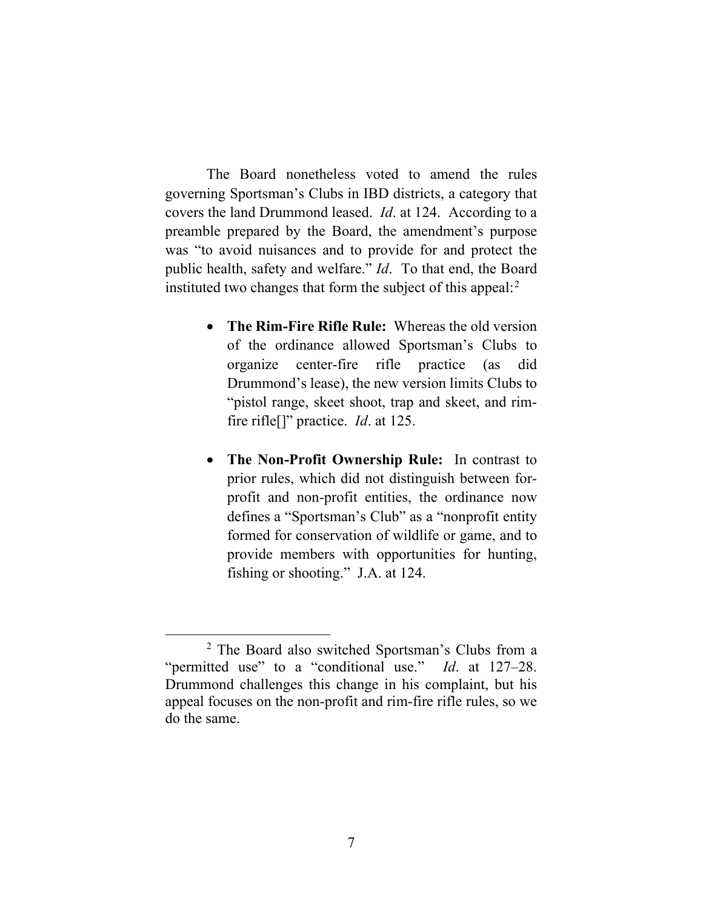The Board nonetheless voted to amend the rules governing Sportsman's Clubs in IBD districts, a category that covers the land Drummond leased. *Id*. at 124. According to a preamble prepared by the Board, the amendment's purpose was "to avoid nuisances and to provide for and protect the public health, safety and welfare." *Id*. To that end, the Board instituted two changes that form the subject of this appeal:[2]

- **The Rim-Fire Rifle Rule:** Whereas the old version of the ordinance allowed Sportsman's Clubs to organize center-fire rifle practice (as did Drummond's lease), the new version limits Clubs to "pistol range, skeet shoot, trap and skeet, and rim-fire rifle[]" practice. *Id*. at 125.

- **The Non-Profit Ownership Rule:** In contrast to prior rules, which did not distinguish between for-profit and non-profit entities, the ordinance now defines a "Sportsman's Club" as a "nonprofit entity formed for conservation of wildlife or game, and to provide members with opportunities for hunting, fishing or shooting." J.A. at 124.

---

[2] The Board also switched Sportsman's Clubs from a "permitted use" to a "conditional use." *Id*. at 127–28. Drummond challenges this change in his complaint, but his appeal focuses on the non-profit and rim-fire rifle rules, so we do the same.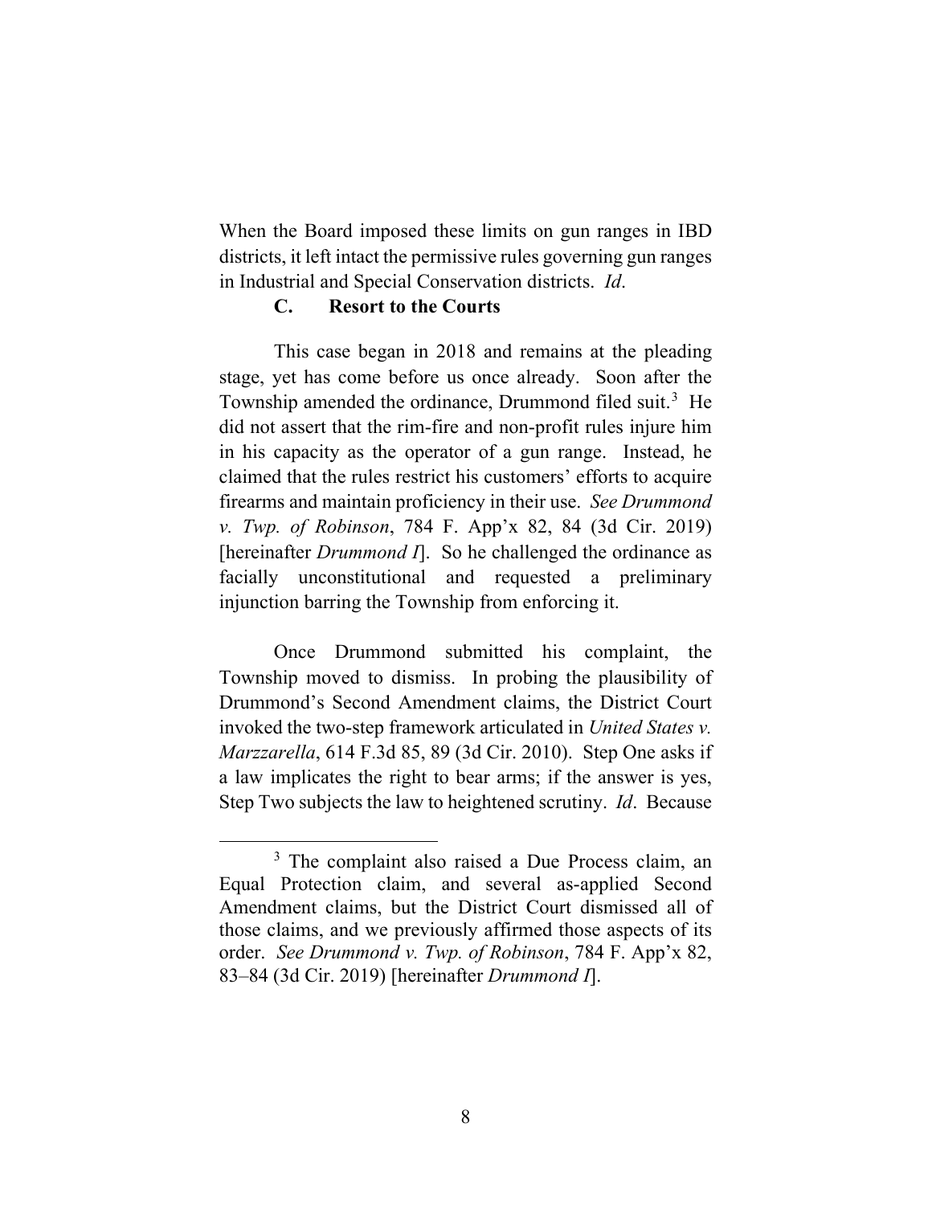When the Board imposed these limits on gun ranges in IBD districts, it left intact the permissive rules governing gun ranges in Industrial and Special Conservation districts. *Id*.

### C. Resort to the Courts

This case began in 2018 and remains at the pleading stage, yet has come before us once already. Soon after the Township amended the ordinance, Drummond filed suit.[3] He did not assert that the rim-fire and non-profit rules injure him in his capacity as the operator of a gun range. Instead, he claimed that the rules restrict his customers' efforts to acquire firearms and maintain proficiency in their use. *See Drummond v. Twp. of Robinson*, 784 F. App'x 82, 84 (3d Cir. 2019) [hereinafter *Drummond I*]. So he challenged the ordinance as facially unconstitutional and requested a preliminary injunction barring the Township from enforcing it.

Once Drummond submitted his complaint, the Township moved to dismiss. In probing the plausibility of Drummond's Second Amendment claims, the District Court invoked the two-step framework articulated in *United States v. Marzzarella*, 614 F.3d 85, 89 (3d Cir. 2010). Step One asks if a law implicates the right to bear arms; if the answer is yes, Step Two subjects the law to heightened scrutiny. *Id*. Because

[3] The complaint also raised a Due Process claim, an Equal Protection claim, and several as-applied Second Amendment claims, but the District Court dismissed all of those claims, and we previously affirmed those aspects of its order. *See Drummond v. Twp. of Robinson*, 784 F. App'x 82, 83–84 (3d Cir. 2019) [hereinafter *Drummond I*].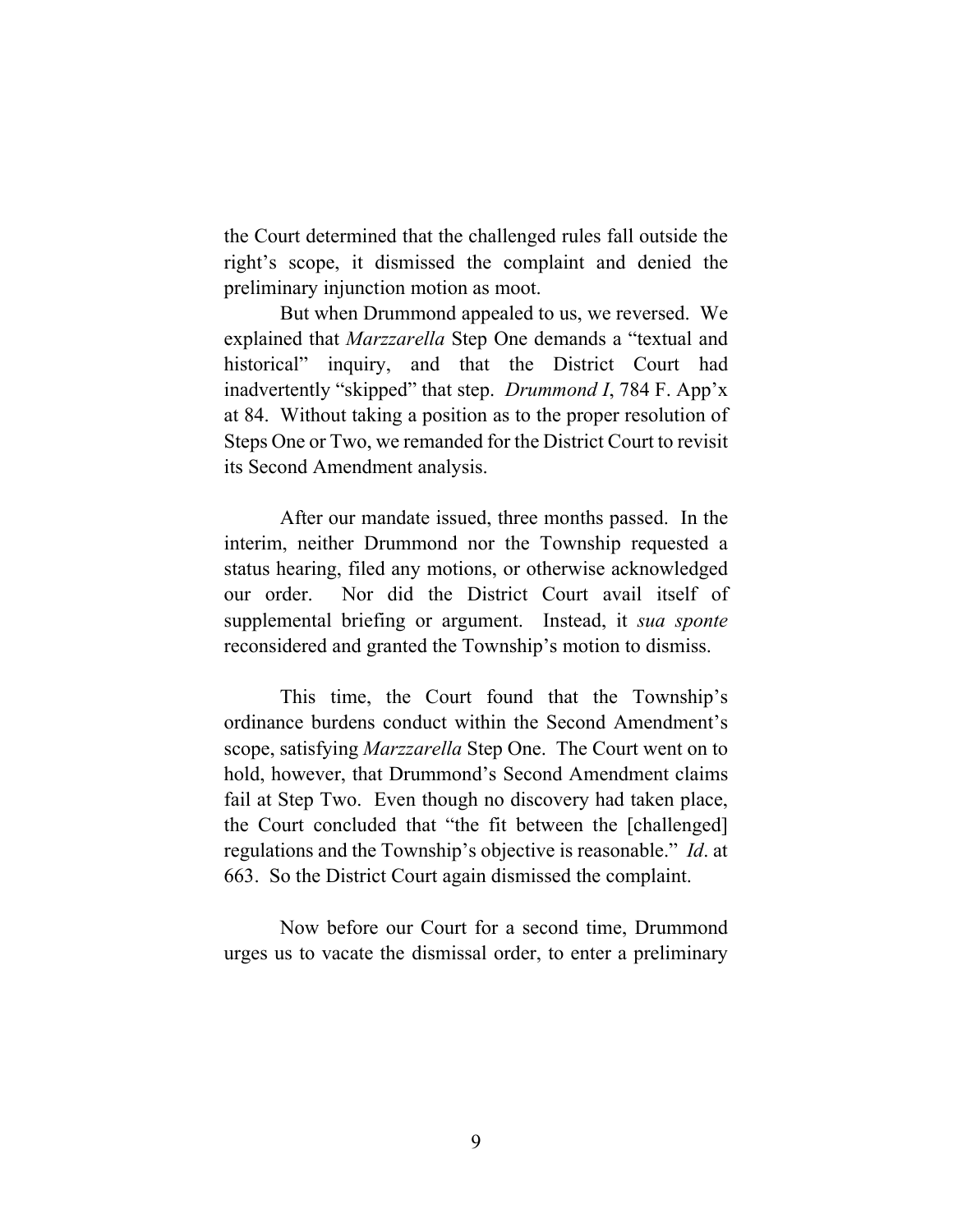the Court determined that the challenged rules fall outside the right's scope, it dismissed the complaint and denied the preliminary injunction motion as moot.

But when Drummond appealed to us, we reversed. We explained that *Marzzarella* Step One demands a "textual and historical" inquiry, and that the District Court had inadvertently "skipped" that step. *Drummond I*, 784 F. App'x at 84. Without taking a position as to the proper resolution of Steps One or Two, we remanded for the District Court to revisit its Second Amendment analysis.

After our mandate issued, three months passed. In the interim, neither Drummond nor the Township requested a status hearing, filed any motions, or otherwise acknowledged our order. Nor did the District Court avail itself of supplemental briefing or argument. Instead, it *sua sponte* reconsidered and granted the Township's motion to dismiss.

This time, the Court found that the Township's ordinance burdens conduct within the Second Amendment's scope, satisfying *Marzzarella* Step One. The Court went on to hold, however, that Drummond's Second Amendment claims fail at Step Two. Even though no discovery had taken place, the Court concluded that "the fit between the [challenged] regulations and the Township's objective is reasonable." *Id*. at 663. So the District Court again dismissed the complaint.

Now before our Court for a second time, Drummond urges us to vacate the dismissal order, to enter a preliminary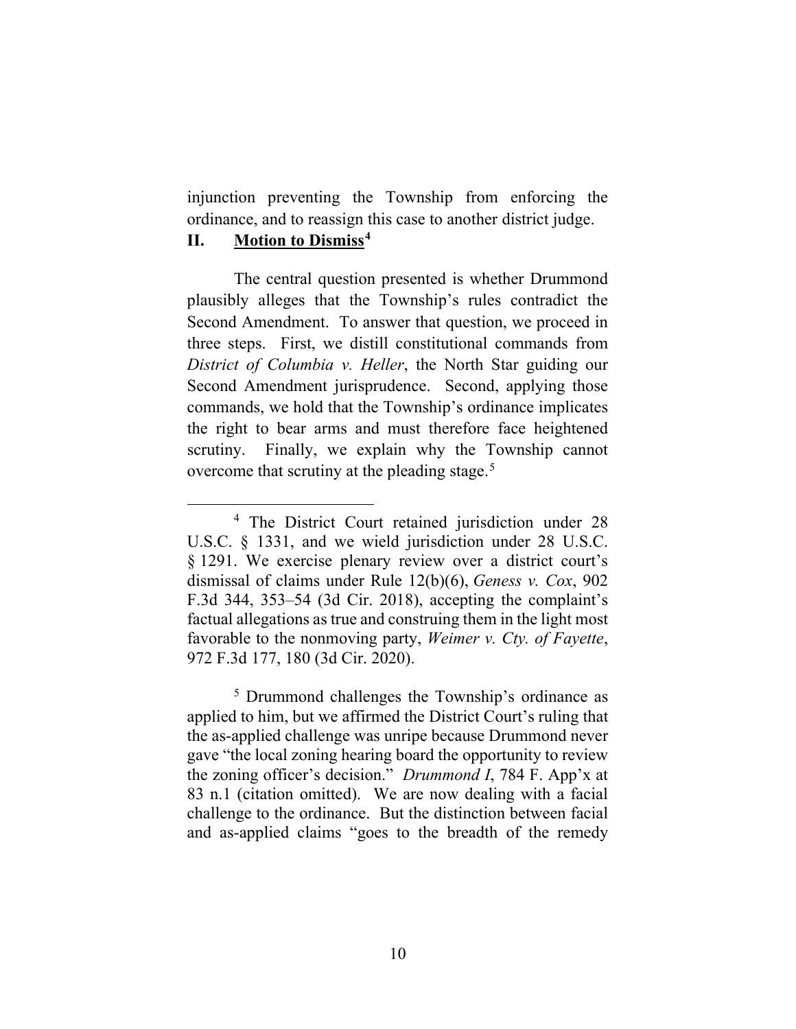injunction preventing the Township from enforcing the ordinance, and to reassign this case to another district judge.

## II. **Motion to Dismiss**[4]

The central question presented is whether Drummond plausibly alleges that the Township's rules contradict the Second Amendment. To answer that question, we proceed in three steps. First, we distill constitutional commands from *District of Columbia v. Heller*, the North Star guiding our Second Amendment jurisprudence. Second, applying those commands, we hold that the Township's ordinance implicates the right to bear arms and must therefore face heightened scrutiny. Finally, we explain why the Township cannot overcome that scrutiny at the pleading stage.[5]

---

[4] The District Court retained jurisdiction under 28 U.S.C. § 1331, and we wield jurisdiction under 28 U.S.C. § 1291. We exercise plenary review over a district court's dismissal of claims under Rule 12(b)(6), *Geness v. Cox*, 902 F.3d 344, 353–54 (3d Cir. 2018), accepting the complaint's factual allegations as true and construing them in the light most favorable to the nonmoving party, *Weimer v. Cty. of Fayette*, 972 F.3d 177, 180 (3d Cir. 2020).

[5] Drummond challenges the Township's ordinance as applied to him, but we affirmed the District Court's ruling that the as-applied challenge was unripe because Drummond never gave "the local zoning hearing board the opportunity to review the zoning officer's decision." *Drummond I*, 784 F. App'x at 83 n.1 (citation omitted). We are now dealing with a facial challenge to the ordinance. But the distinction between facial and as-applied claims "goes to the breadth of the remedy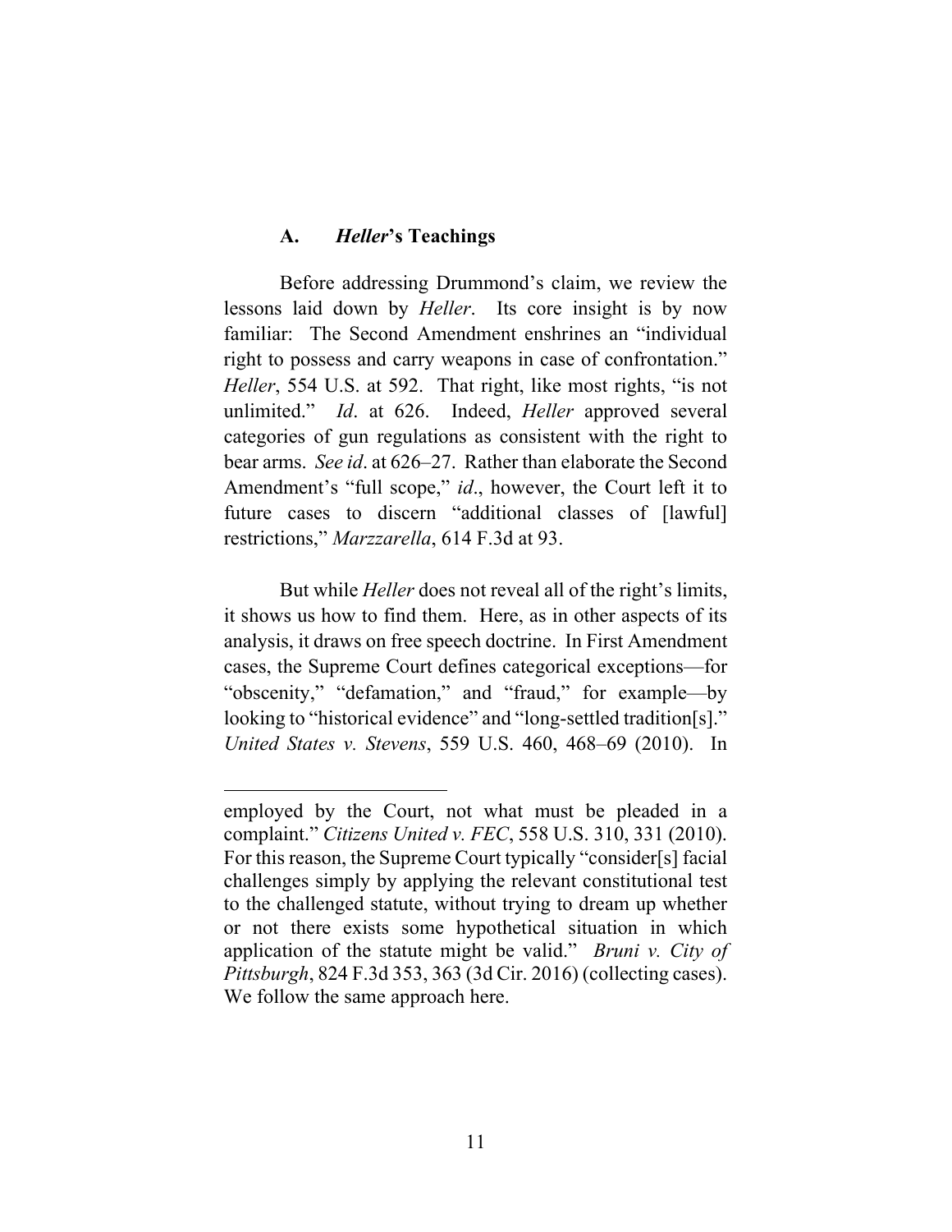### A. *Heller*'s Teachings

Before addressing Drummond's claim, we review the lessons laid down by *Heller*. Its core insight is by now familiar: The Second Amendment enshrines an "individual right to possess and carry weapons in case of confrontation." *Heller*, 554 U.S. at 592. That right, like most rights, "is not unlimited." *Id*. at 626. Indeed, *Heller* approved several categories of gun regulations as consistent with the right to bear arms. *See id*. at 626–27. Rather than elaborate the Second Amendment's "full scope," *id*., however, the Court left it to future cases to discern "additional classes of [lawful] restrictions," *Marzzarella*, 614 F.3d at 93.

But while *Heller* does not reveal all of the right's limits, it shows us how to find them. Here, as in other aspects of its analysis, it draws on free speech doctrine. In First Amendment cases, the Supreme Court defines categorical exceptions—for "obscenity," "defamation," and "fraud," for example—by looking to "historical evidence" and "long-settled tradition[s]." *United States v. Stevens*, 559 U.S. 460, 468–69 (2010). In

---

employed by the Court, not what must be pleaded in a complaint." *Citizens United v. FEC*, 558 U.S. 310, 331 (2010). For this reason, the Supreme Court typically "consider[s] facial challenges simply by applying the relevant constitutional test to the challenged statute, without trying to dream up whether or not there exists some hypothetical situation in which application of the statute might be valid." *Bruni v. City of Pittsburgh*, 824 F.3d 353, 363 (3d Cir. 2016) (collecting cases). We follow the same approach here.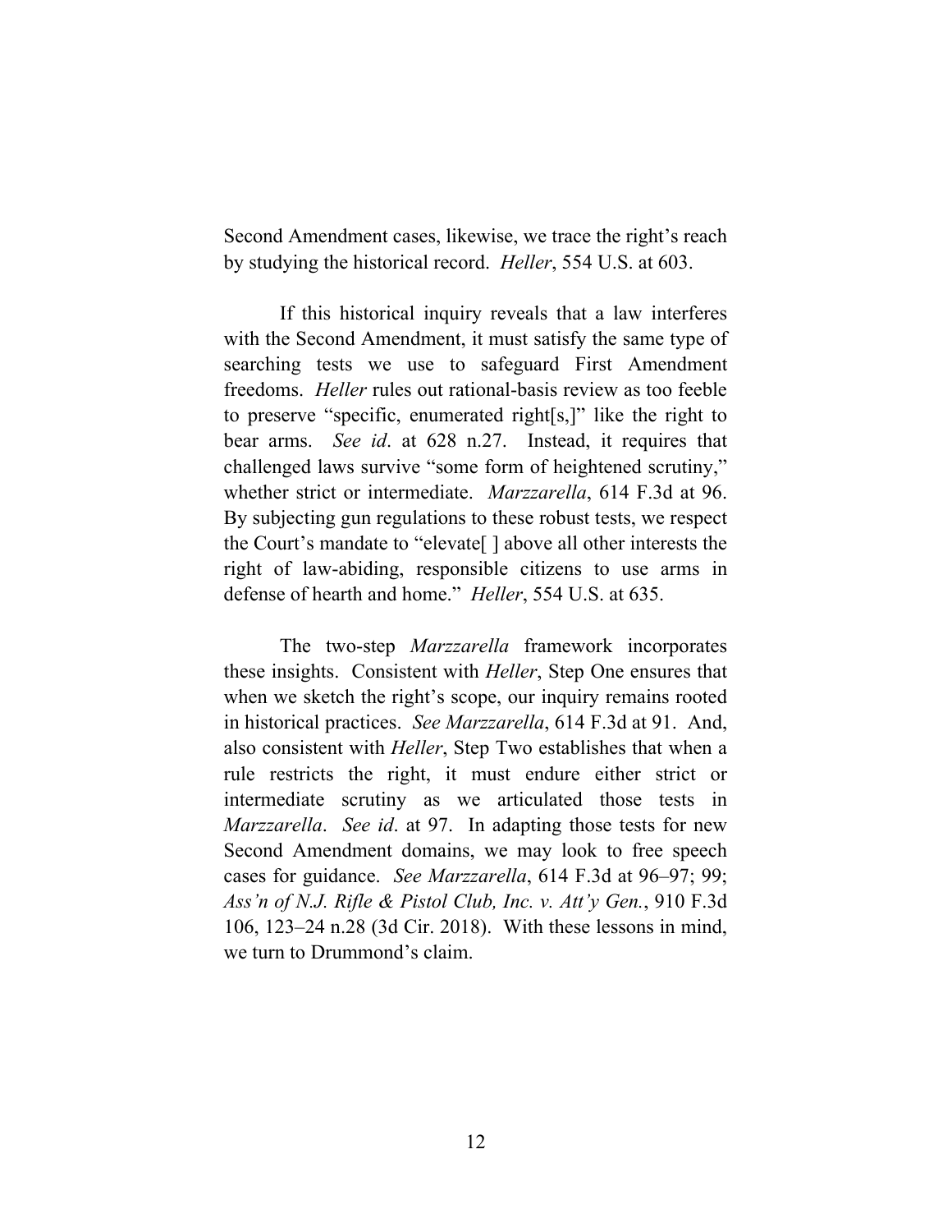Second Amendment cases, likewise, we trace the right's reach by studying the historical record. *Heller*, 554 U.S. at 603.

If this historical inquiry reveals that a law interferes with the Second Amendment, it must satisfy the same type of searching tests we use to safeguard First Amendment freedoms. *Heller* rules out rational-basis review as too feeble to preserve "specific, enumerated right[s,]" like the right to bear arms. *See id*. at 628 n.27. Instead, it requires that challenged laws survive "some form of heightened scrutiny," whether strict or intermediate. *Marzzarella*, 614 F.3d at 96. By subjecting gun regulations to these robust tests, we respect the Court's mandate to "elevate[ ] above all other interests the right of law-abiding, responsible citizens to use arms in defense of hearth and home." *Heller*, 554 U.S. at 635.

The two-step *Marzzarella* framework incorporates these insights. Consistent with *Heller*, Step One ensures that when we sketch the right's scope, our inquiry remains rooted in historical practices. *See Marzzarella*, 614 F.3d at 91. And, also consistent with *Heller*, Step Two establishes that when a rule restricts the right, it must endure either strict or intermediate scrutiny as we articulated those tests in *Marzzarella*. *See id*. at 97. In adapting those tests for new Second Amendment domains, we may look to free speech cases for guidance. *See Marzzarella*, 614 F.3d at 96–97; 99; *Ass'n of N.J. Rifle & Pistol Club, Inc. v. Att'y Gen.*, 910 F.3d 106, 123–24 n.28 (3d Cir. 2018). With these lessons in mind, we turn to Drummond's claim.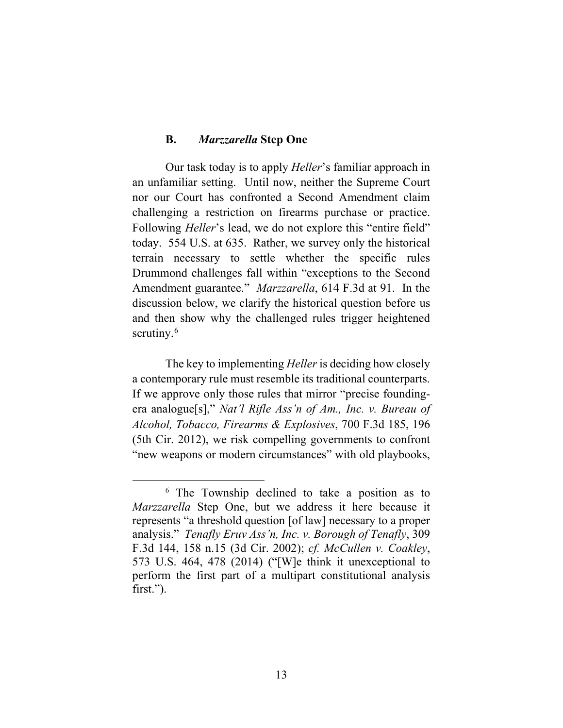### B. *Marzzarella* Step One

Our task today is to apply *Heller*'s familiar approach in an unfamiliar setting. Until now, neither the Supreme Court nor our Court has confronted a Second Amendment claim challenging a restriction on firearms purchase or practice. Following *Heller*'s lead, we do not explore this "entire field" today. 554 U.S. at 635. Rather, we survey only the historical terrain necessary to settle whether the specific rules Drummond challenges fall within "exceptions to the Second Amendment guarantee." *Marzzarella*, 614 F.3d at 91. In the discussion below, we clarify the historical question before us and then show why the challenged rules trigger heightened scrutiny.[6]

The key to implementing *Heller* is deciding how closely a contemporary rule must resemble its traditional counterparts. If we approve only those rules that mirror "precise founding-era analogue[s]," *Nat'l Rifle Ass'n of Am., Inc. v. Bureau of Alcohol, Tobacco, Firearms & Explosives*, 700 F.3d 185, 196 (5th Cir. 2012), we risk compelling governments to confront "new weapons or modern circumstances" with old playbooks,

[6] The Township declined to take a position as to *Marzzarella* Step One, but we address it here because it represents "a threshold question [of law] necessary to a proper analysis." *Tenafly Eruv Ass'n, Inc. v. Borough of Tenafly*, 309 F.3d 144, 158 n.15 (3d Cir. 2002); *cf. McCullen v. Coakley*, 573 U.S. 464, 478 (2014) ("[W]e think it unexceptional to perform the first part of a multipart constitutional analysis first.").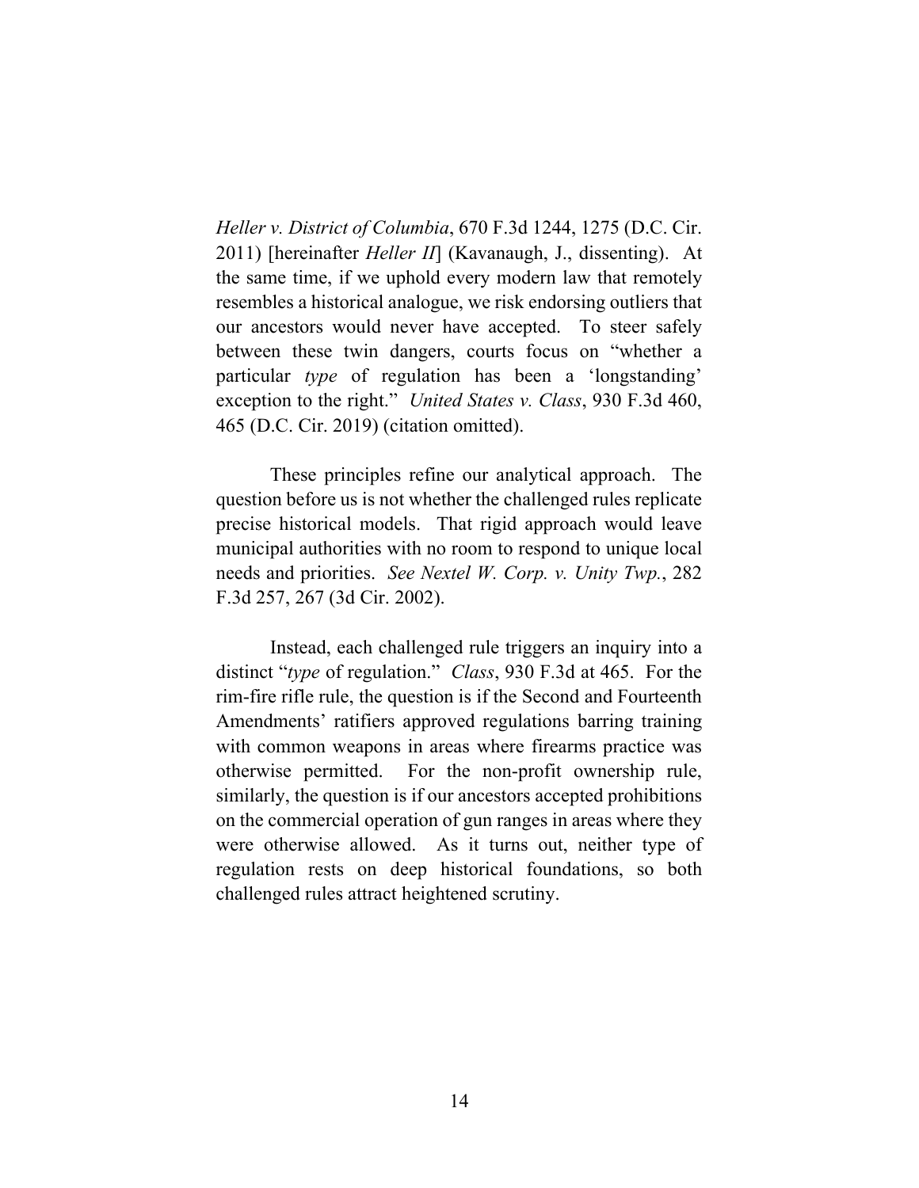*Heller v. District of Columbia*, 670 F.3d 1244, 1275 (D.C. Cir. 2011) [hereinafter *Heller II*] (Kavanaugh, J., dissenting). At the same time, if we uphold every modern law that remotely resembles a historical analogue, we risk endorsing outliers that our ancestors would never have accepted. To steer safely between these twin dangers, courts focus on "whether a particular *type* of regulation has been a 'longstanding' exception to the right." *United States v. Class*, 930 F.3d 460, 465 (D.C. Cir. 2019) (citation omitted).

These principles refine our analytical approach. The question before us is not whether the challenged rules replicate precise historical models. That rigid approach would leave municipal authorities with no room to respond to unique local needs and priorities. *See Nextel W. Corp. v. Unity Twp.*, 282 F.3d 257, 267 (3d Cir. 2002).

Instead, each challenged rule triggers an inquiry into a distinct "*type* of regulation." *Class*, 930 F.3d at 465. For the rim-fire rifle rule, the question is if the Second and Fourteenth Amendments' ratifiers approved regulations barring training with common weapons in areas where firearms practice was otherwise permitted. For the non-profit ownership rule, similarly, the question is if our ancestors accepted prohibitions on the commercial operation of gun ranges in areas where they were otherwise allowed. As it turns out, neither type of regulation rests on deep historical foundations, so both challenged rules attract heightened scrutiny.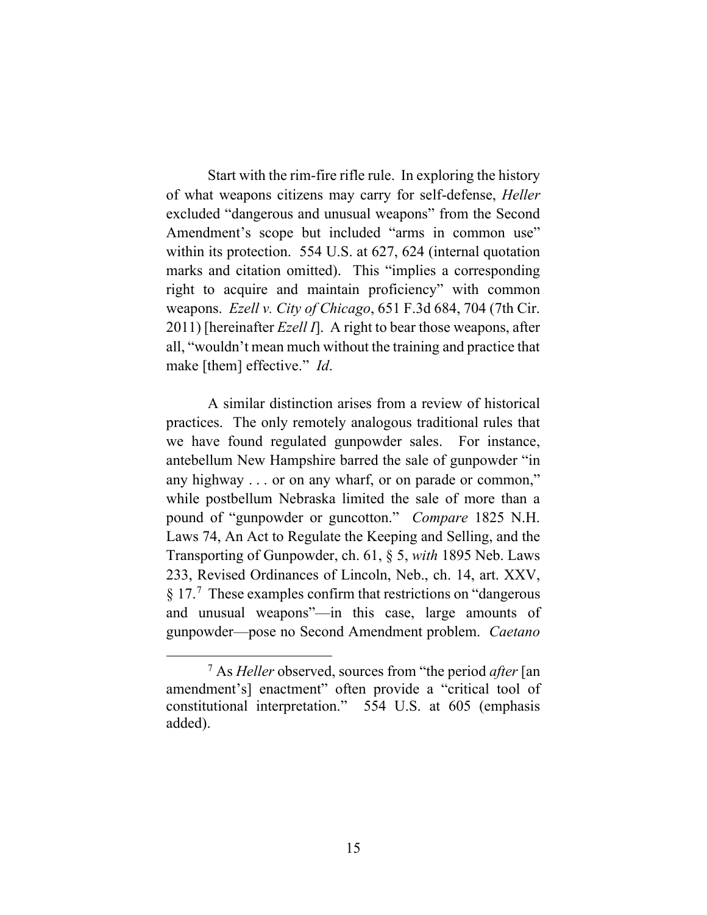Start with the rim-fire rifle rule. In exploring the history of what weapons citizens may carry for self-defense, *Heller* excluded "dangerous and unusual weapons" from the Second Amendment's scope but included "arms in common use" within its protection. 554 U.S. at 627, 624 (internal quotation marks and citation omitted). This "implies a corresponding right to acquire and maintain proficiency" with common weapons. *Ezell v. City of Chicago*, 651 F.3d 684, 704 (7th Cir. 2011) [hereinafter *Ezell I*]. A right to bear those weapons, after all, "wouldn't mean much without the training and practice that make [them] effective." *Id*.

A similar distinction arises from a review of historical practices. The only remotely analogous traditional rules that we have found regulated gunpowder sales. For instance, antebellum New Hampshire barred the sale of gunpowder "in any highway . . . or on any wharf, or on parade or common," while postbellum Nebraska limited the sale of more than a pound of "gunpowder or guncotton." *Compare* 1825 N.H. Laws 74, An Act to Regulate the Keeping and Selling, and the Transporting of Gunpowder, ch. 61, § 5, *with* 1895 Neb. Laws 233, Revised Ordinances of Lincoln, Neb., ch. 14, art. XXV, § 17.[7] These examples confirm that restrictions on "dangerous and unusual weapons"—in this case, large amounts of gunpowder—pose no Second Amendment problem. *Caetano*

[7] As *Heller* observed, sources from "the period *after* [an amendment's] enactment" often provide a "critical tool of constitutional interpretation." 554 U.S. at 605 (emphasis added).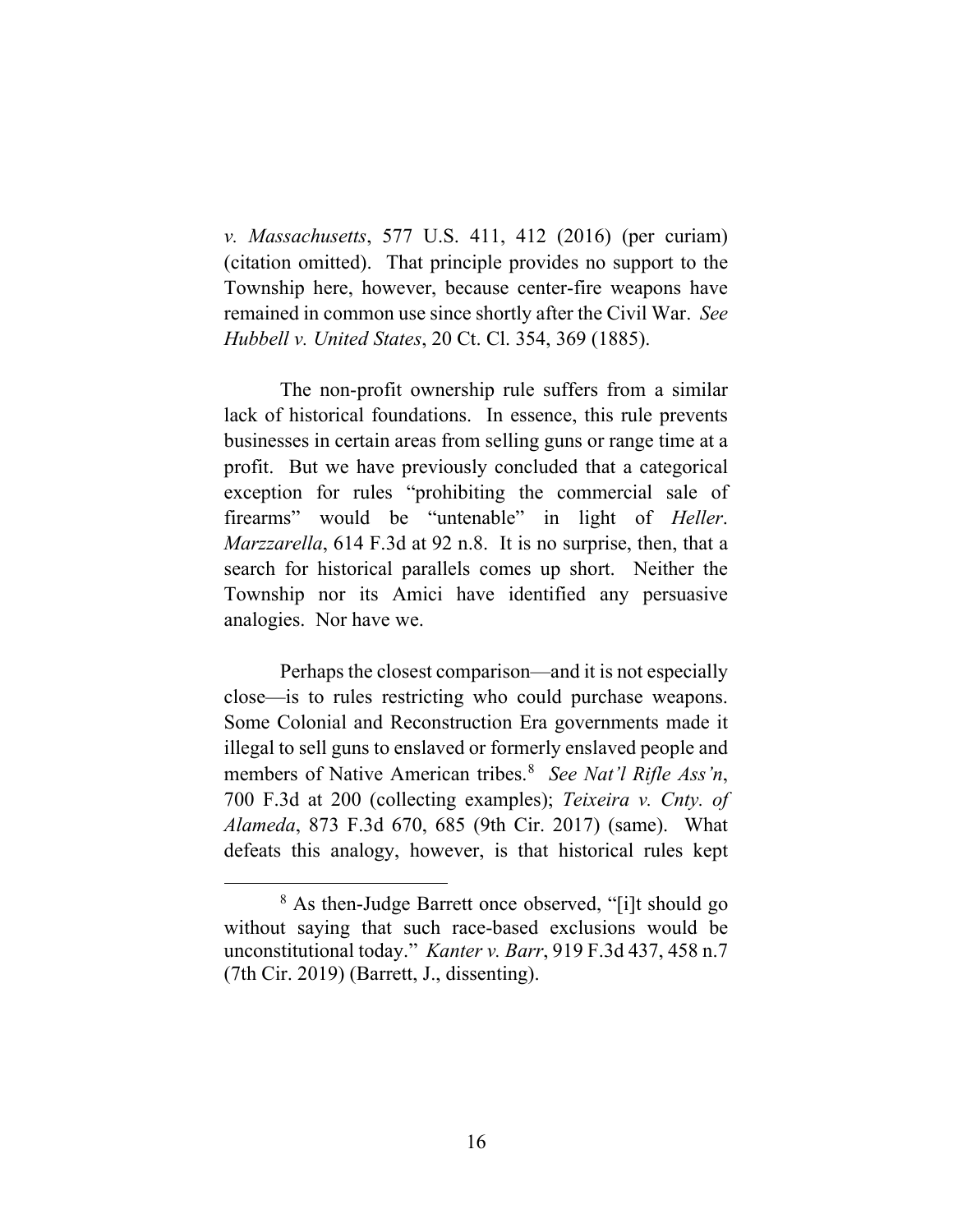*v. Massachusetts*, 577 U.S. 411, 412 (2016) (per curiam) (citation omitted). That principle provides no support to the Township here, however, because center-fire weapons have remained in common use since shortly after the Civil War. *See Hubbell v. United States*, 20 Ct. Cl. 354, 369 (1885).

The non-profit ownership rule suffers from a similar lack of historical foundations. In essence, this rule prevents businesses in certain areas from selling guns or range time at a profit. But we have previously concluded that a categorical exception for rules "prohibiting the commercial sale of firearms" would be "untenable" in light of *Heller*. *Marzzarella*, 614 F.3d at 92 n.8. It is no surprise, then, that a search for historical parallels comes up short. Neither the Township nor its Amici have identified any persuasive analogies. Nor have we.

Perhaps the closest comparison—and it is not especially close—is to rules restricting who could purchase weapons. Some Colonial and Reconstruction Era governments made it illegal to sell guns to enslaved or formerly enslaved people and members of Native American tribes.[8] *See Nat'l Rifle Ass'n*, 700 F.3d at 200 (collecting examples); *Teixeira v. Cnty. of Alameda*, 873 F.3d 670, 685 (9th Cir. 2017) (same). What defeats this analogy, however, is that historical rules kept

[8] As then-Judge Barrett once observed, "[i]t should go without saying that such race-based exclusions would be unconstitutional today." *Kanter v. Barr*, 919 F.3d 437, 458 n.7 (7th Cir. 2019) (Barrett, J., dissenting).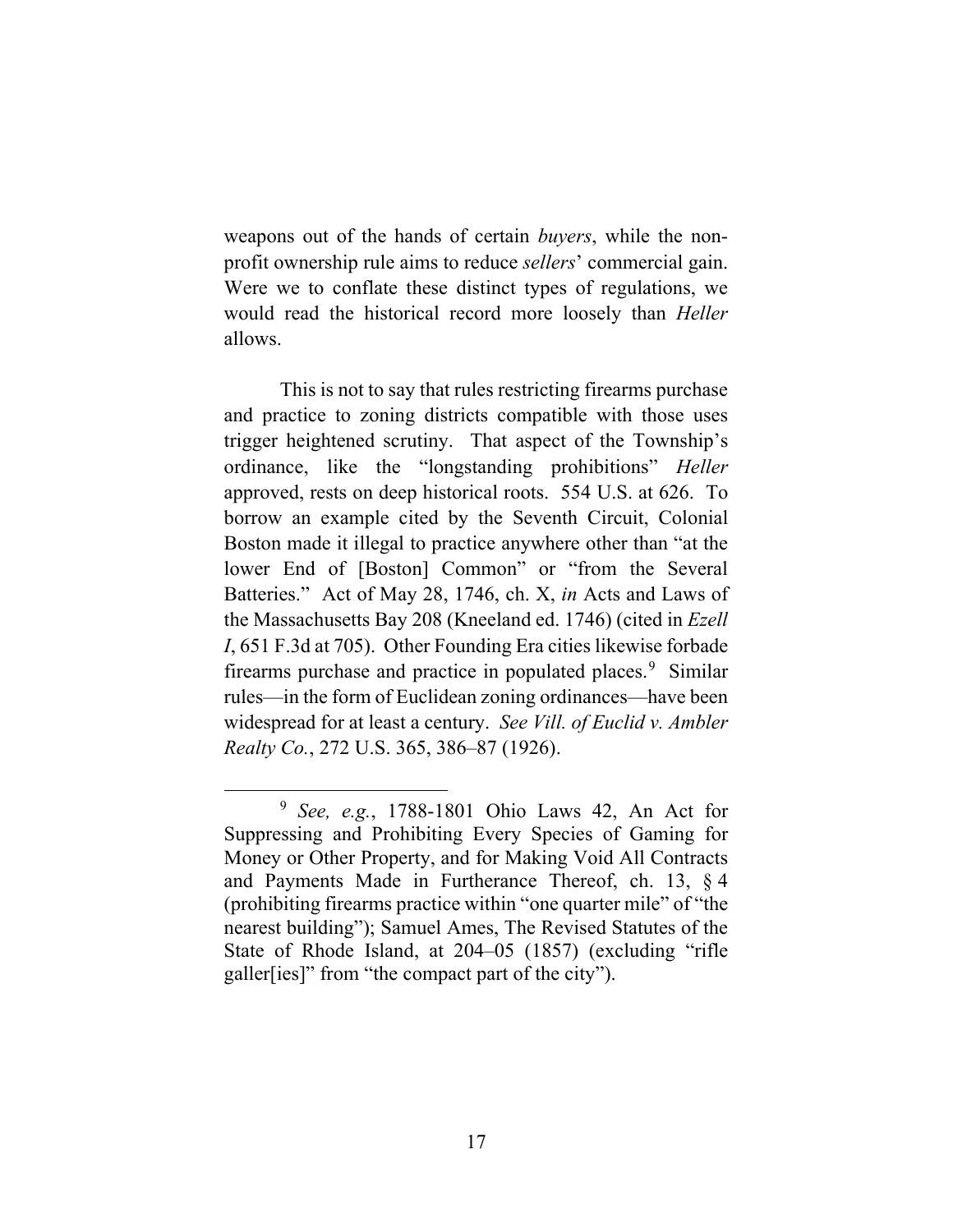weapons out of the hands of certain *buyers*, while the non-profit ownership rule aims to reduce *sellers*' commercial gain. Were we to conflate these distinct types of regulations, we would read the historical record more loosely than *Heller* allows.

This is not to say that rules restricting firearms purchase and practice to zoning districts compatible with those uses trigger heightened scrutiny. That aspect of the Township's ordinance, like the "longstanding prohibitions" *Heller* approved, rests on deep historical roots. 554 U.S. at 626. To borrow an example cited by the Seventh Circuit, Colonial Boston made it illegal to practice anywhere other than "at the lower End of [Boston] Common" or "from the Several Batteries." Act of May 28, 1746, ch. X, *in* Acts and Laws of the Massachusetts Bay 208 (Kneeland ed. 1746) (cited in *Ezell I*, 651 F.3d at 705). Other Founding Era cities likewise forbade firearms purchase and practice in populated places.[9] Similar rules—in the form of Euclidean zoning ordinances—have been widespread for at least a century. *See Vill. of Euclid v. Ambler Realty Co.*, 272 U.S. 365, 386–87 (1926).

[9] *See, e.g.*, 1788-1801 Ohio Laws 42, An Act for Suppressing and Prohibiting Every Species of Gaming for Money or Other Property, and for Making Void All Contracts and Payments Made in Furtherance Thereof, ch. 13, § 4 (prohibiting firearms practice within "one quarter mile" of "the nearest building"); Samuel Ames, The Revised Statutes of the State of Rhode Island, at 204–05 (1857) (excluding "rifle galler[ies]" from "the compact part of the city").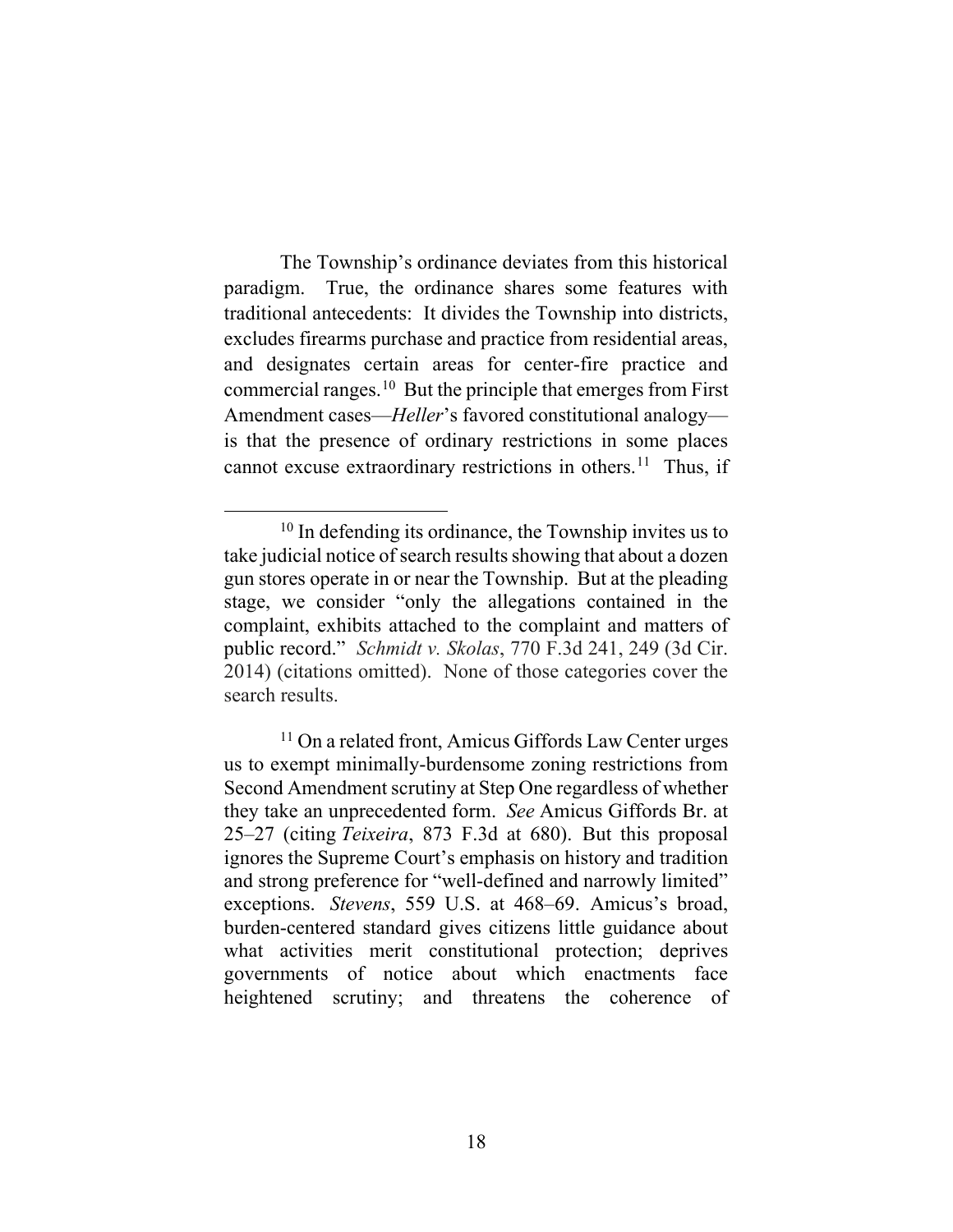The Township's ordinance deviates from this historical paradigm. True, the ordinance shares some features with traditional antecedents: It divides the Township into districts, excludes firearms purchase and practice from residential areas, and designates certain areas for center-fire practice and commercial ranges.[10] But the principle that emerges from First Amendment cases—*Heller*'s favored constitutional analogy—is that the presence of ordinary restrictions in some places cannot excuse extraordinary restrictions in others.[11] Thus, if

[10] In defending its ordinance, the Township invites us to take judicial notice of search results showing that about a dozen gun stores operate in or near the Township. But at the pleading stage, we consider "only the allegations contained in the complaint, exhibits attached to the complaint and matters of public record." *Schmidt v. Skolas*, 770 F.3d 241, 249 (3d Cir. 2014) (citations omitted). None of those categories cover the search results.

[11] On a related front, Amicus Giffords Law Center urges us to exempt minimally-burdensome zoning restrictions from Second Amendment scrutiny at Step One regardless of whether they take an unprecedented form. *See* Amicus Giffords Br. at 25–27 (citing *Teixeira*, 873 F.3d at 680). But this proposal ignores the Supreme Court's emphasis on history and tradition and strong preference for "well-defined and narrowly limited" exceptions. *Stevens*, 559 U.S. at 468–69. Amicus's broad, burden-centered standard gives citizens little guidance about what activities merit constitutional protection; deprives governments of notice about which enactments face heightened scrutiny; and threatens the coherence of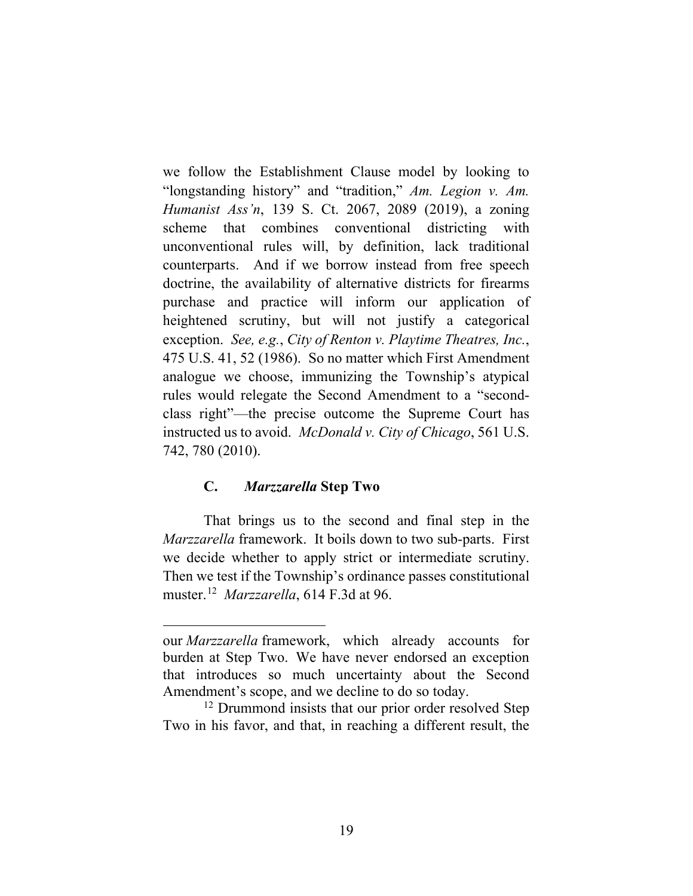we follow the Establishment Clause model by looking to "longstanding history" and "tradition," *Am. Legion v. Am. Humanist Ass'n*, 139 S. Ct. 2067, 2089 (2019), a zoning scheme that combines conventional districting with unconventional rules will, by definition, lack traditional counterparts. And if we borrow instead from free speech doctrine, the availability of alternative districts for firearms purchase and practice will inform our application of heightened scrutiny, but will not justify a categorical exception. *See, e.g.*, *City of Renton v. Playtime Theatres, Inc.*, 475 U.S. 41, 52 (1986). So no matter which First Amendment analogue we choose, immunizing the Township's atypical rules would relegate the Second Amendment to a "second-class right"—the precise outcome the Supreme Court has instructed us to avoid. *McDonald v. City of Chicago*, 561 U.S. 742, 780 (2010).

### C. *Marzzarella* Step Two

That brings us to the second and final step in the *Marzzarella* framework. It boils down to two sub-parts. First we decide whether to apply strict or intermediate scrutiny. Then we test if the Township's ordinance passes constitutional muster.[12] *Marzzarella*, 614 F.3d at 96.

---

our *Marzzarella* framework, which already accounts for burden at Step Two. We have never endorsed an exception that introduces so much uncertainty about the Second Amendment's scope, and we decline to do so today.

[12] Drummond insists that our prior order resolved Step Two in his favor, and that, in reaching a different result, the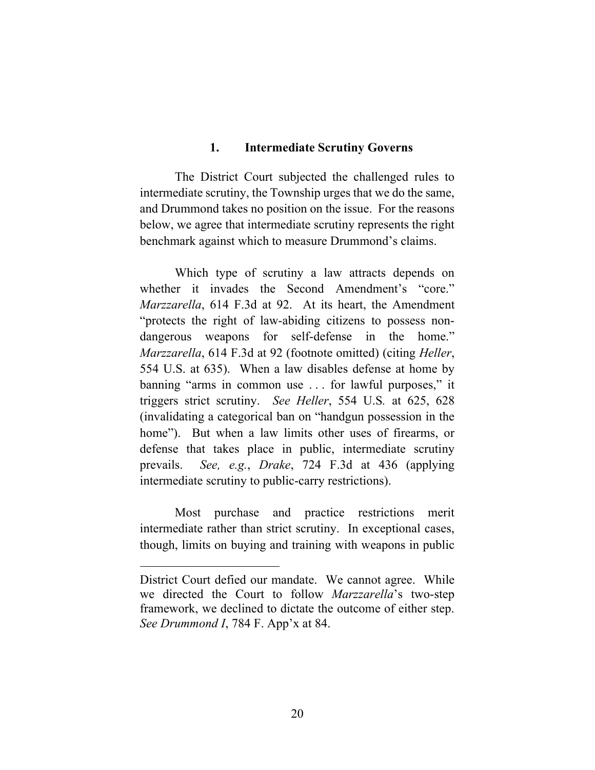### 1. Intermediate Scrutiny Governs

The District Court subjected the challenged rules to intermediate scrutiny, the Township urges that we do the same, and Drummond takes no position on the issue. For the reasons below, we agree that intermediate scrutiny represents the right benchmark against which to measure Drummond's claims.

Which type of scrutiny a law attracts depends on whether it invades the Second Amendment's "core." *Marzzarella*, 614 F.3d at 92. At its heart, the Amendment "protects the right of law-abiding citizens to possess non-dangerous weapons for self-defense in the home." *Marzzarella*, 614 F.3d at 92 (footnote omitted) (citing *Heller*, 554 U.S. at 635). When a law disables defense at home by banning "arms in common use . . . for lawful purposes," it triggers strict scrutiny. *See Heller*, 554 U.S. at 625, 628 (invalidating a categorical ban on "handgun possession in the home"). But when a law limits other uses of firearms, or defense that takes place in public, intermediate scrutiny prevails. *See, e.g.*, *Drake*, 724 F.3d at 436 (applying intermediate scrutiny to public-carry restrictions).

Most purchase and practice restrictions merit intermediate rather than strict scrutiny. In exceptional cases, though, limits on buying and training with weapons in public

---

District Court defied our mandate. We cannot agree. While we directed the Court to follow *Marzzarella*'s two-step framework, we declined to dictate the outcome of either step. *See Drummond I*, 784 F. App'x at 84.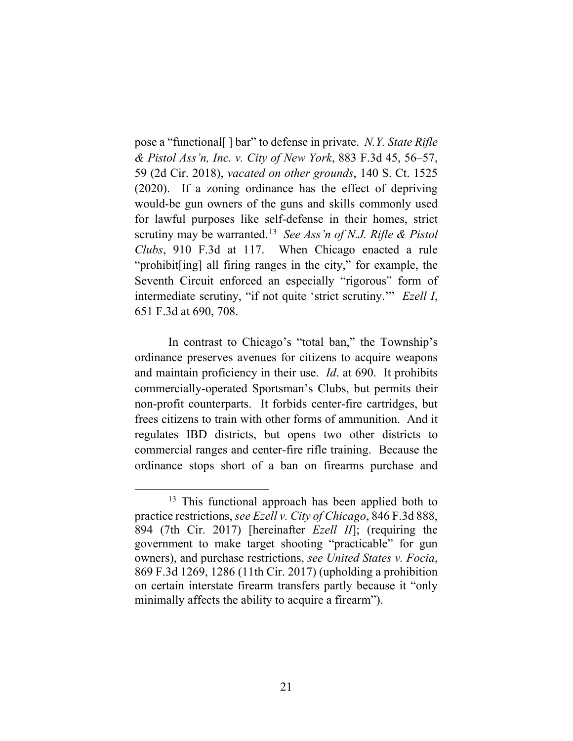pose a "functional[ ] bar" to defense in private. *N.Y. State Rifle & Pistol Ass'n, Inc. v. City of New York*, 883 F.3d 45, 56–57, 59 (2d Cir. 2018), *vacated on other grounds*, 140 S. Ct. 1525 (2020). If a zoning ordinance has the effect of depriving would-be gun owners of the guns and skills commonly used for lawful purposes like self-defense in their homes, strict scrutiny may be warranted.[13] *See Ass'n of N.J. Rifle & Pistol Clubs*, 910 F.3d at 117. When Chicago enacted a rule "prohibit[ing] all firing ranges in the city," for example, the Seventh Circuit enforced an especially "rigorous" form of intermediate scrutiny, "if not quite 'strict scrutiny.'" *Ezell I*, 651 F.3d at 690, 708.

In contrast to Chicago's "total ban," the Township's ordinance preserves avenues for citizens to acquire weapons and maintain proficiency in their use. *Id*. at 690. It prohibits commercially-operated Sportsman's Clubs, but permits their non-profit counterparts. It forbids center-fire cartridges, but frees citizens to train with other forms of ammunition. And it regulates IBD districts, but opens two other districts to commercial ranges and center-fire rifle training. Because the ordinance stops short of a ban on firearms purchase and

---

[13] This functional approach has been applied both to practice restrictions, *see Ezell v. City of Chicago*, 846 F.3d 888, 894 (7th Cir. 2017) [hereinafter *Ezell II*]; (requiring the government to make target shooting "practicable" for gun owners), and purchase restrictions, *see United States v. Focia*, 869 F.3d 1269, 1286 (11th Cir. 2017) (upholding a prohibition on certain interstate firearm transfers partly because it "only minimally affects the ability to acquire a firearm").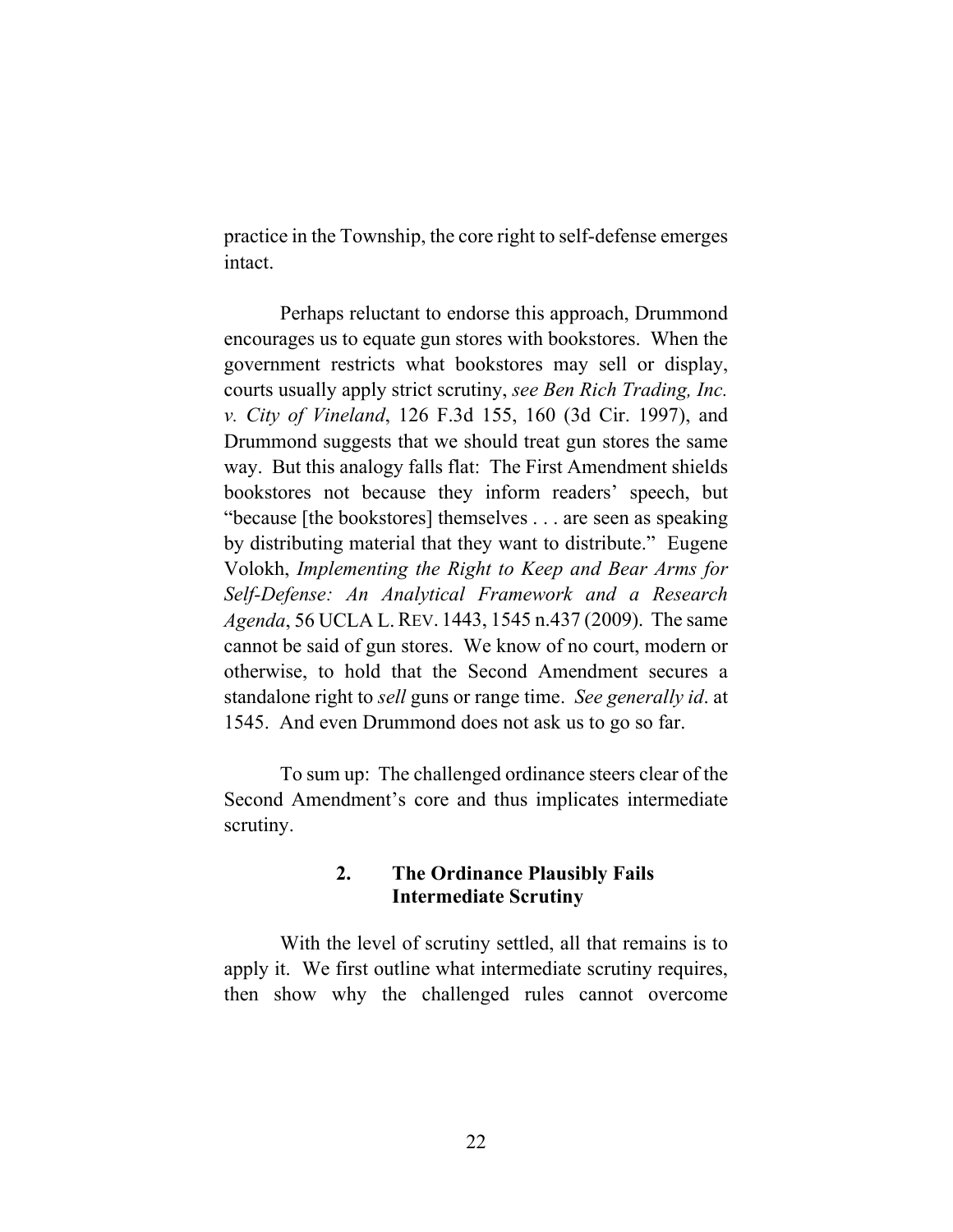practice in the Township, the core right to self-defense emerges intact.

Perhaps reluctant to endorse this approach, Drummond encourages us to equate gun stores with bookstores. When the government restricts what bookstores may sell or display, courts usually apply strict scrutiny, *see Ben Rich Trading, Inc. v. City of Vineland*, 126 F.3d 155, 160 (3d Cir. 1997), and Drummond suggests that we should treat gun stores the same way. But this analogy falls flat: The First Amendment shields bookstores not because they inform readers' speech, but "because [the bookstores] themselves . . . are seen as speaking by distributing material that they want to distribute." Eugene Volokh, *Implementing the Right to Keep and Bear Arms for Self-Defense: An Analytical Framework and a Research Agenda*, 56 UCLA L. REV. 1443, 1545 n.437 (2009). The same cannot be said of gun stores. We know of no court, modern or otherwise, to hold that the Second Amendment secures a standalone right to *sell* guns or range time. *See generally id*. at 1545. And even Drummond does not ask us to go so far.

To sum up: The challenged ordinance steers clear of the Second Amendment's core and thus implicates intermediate scrutiny.

### 2. The Ordinance Plausibly Fails Intermediate Scrutiny

With the level of scrutiny settled, all that remains is to apply it. We first outline what intermediate scrutiny requires, then show why the challenged rules cannot overcome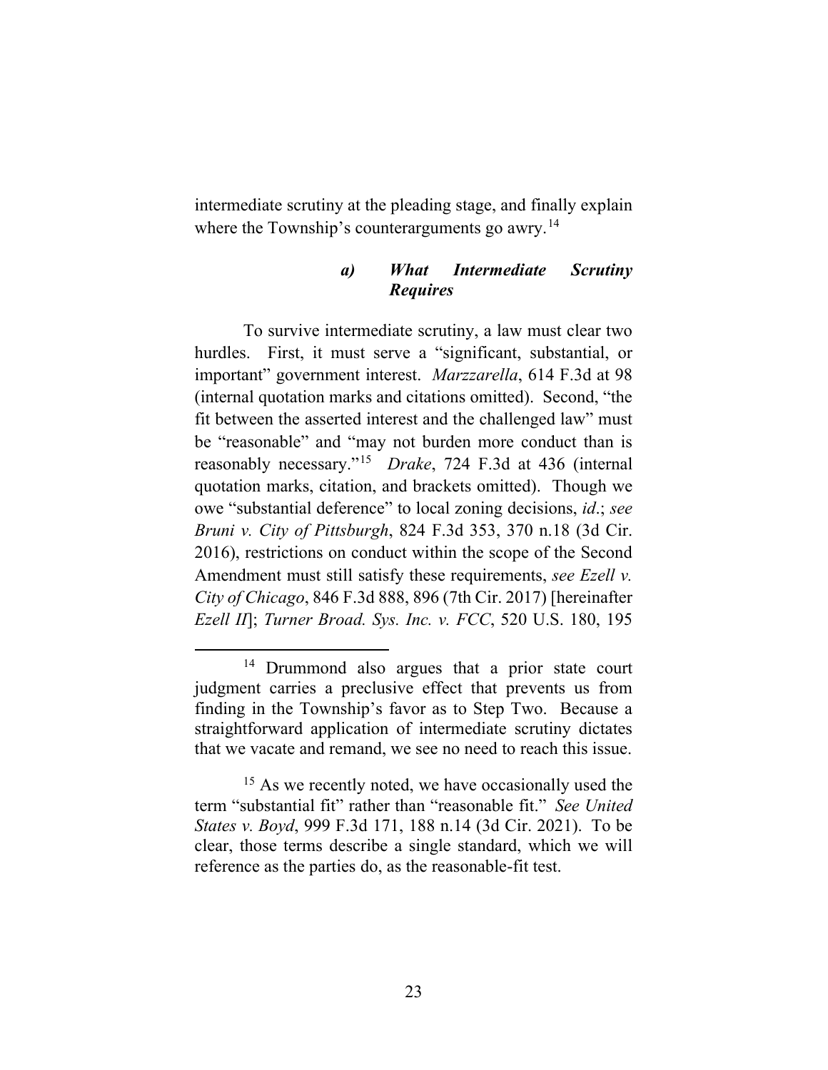intermediate scrutiny at the pleading stage, and finally explain where the Township's counterarguments go awry.[14]

#### *a) What Intermediate Scrutiny Requires*

To survive intermediate scrutiny, a law must clear two hurdles. First, it must serve a "significant, substantial, or important" government interest. *Marzzarella*, 614 F.3d at 98 (internal quotation marks and citations omitted). Second, "the fit between the asserted interest and the challenged law" must be "reasonable" and "may not burden more conduct than is reasonably necessary."[15] *Drake*, 724 F.3d at 436 (internal quotation marks, citation, and brackets omitted). Though we owe "substantial deference" to local zoning decisions, *id*.; *see Bruni v. City of Pittsburgh*, 824 F.3d 353, 370 n.18 (3d Cir. 2016), restrictions on conduct within the scope of the Second Amendment must still satisfy these requirements, *see Ezell v. City of Chicago*, 846 F.3d 888, 896 (7th Cir. 2017) [hereinafter *Ezell II*]; *Turner Broad. Sys. Inc. v. FCC*, 520 U.S. 180, 195

---

[14] Drummond also argues that a prior state court judgment carries a preclusive effect that prevents us from finding in the Township's favor as to Step Two. Because a straightforward application of intermediate scrutiny dictates that we vacate and remand, we see no need to reach this issue.

[15] As we recently noted, we have occasionally used the term "substantial fit" rather than "reasonable fit." *See United States v. Boyd*, 999 F.3d 171, 188 n.14 (3d Cir. 2021). To be clear, those terms describe a single standard, which we will reference as the parties do, as the reasonable-fit test.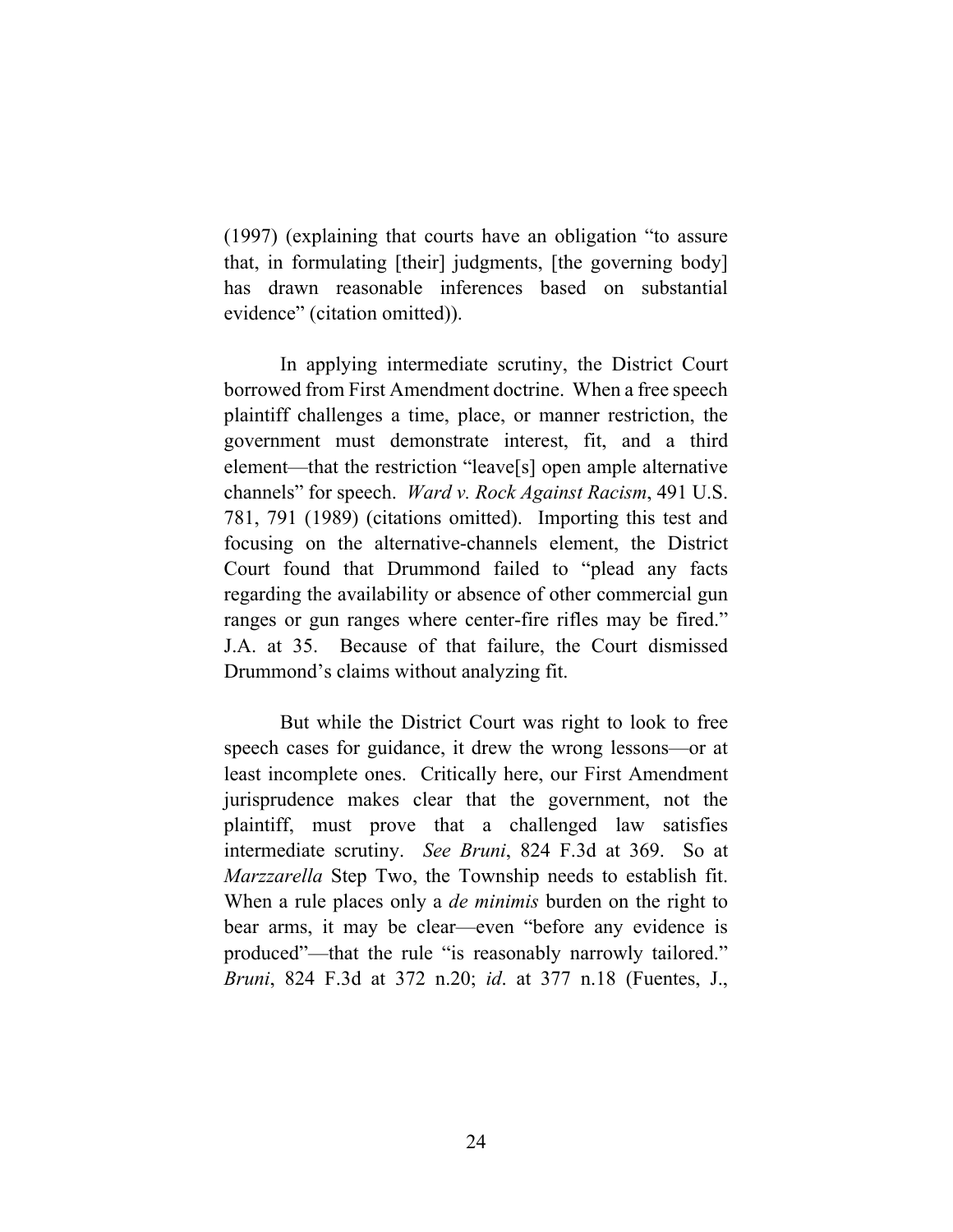(1997) (explaining that courts have an obligation "to assure that, in formulating [their] judgments, [the governing body] has drawn reasonable inferences based on substantial evidence" (citation omitted)).

In applying intermediate scrutiny, the District Court borrowed from First Amendment doctrine. When a free speech plaintiff challenges a time, place, or manner restriction, the government must demonstrate interest, fit, and a third element—that the restriction "leave[s] open ample alternative channels" for speech. *Ward v. Rock Against Racism*, 491 U.S. 781, 791 (1989) (citations omitted). Importing this test and focusing on the alternative-channels element, the District Court found that Drummond failed to "plead any facts regarding the availability or absence of other commercial gun ranges or gun ranges where center-fire rifles may be fired." J.A. at 35. Because of that failure, the Court dismissed Drummond's claims without analyzing fit.

But while the District Court was right to look to free speech cases for guidance, it drew the wrong lessons—or at least incomplete ones. Critically here, our First Amendment jurisprudence makes clear that the government, not the plaintiff, must prove that a challenged law satisfies intermediate scrutiny. *See Bruni*, 824 F.3d at 369. So at *Marzzarella* Step Two, the Township needs to establish fit. When a rule places only a *de minimis* burden on the right to bear arms, it may be clear—even "before any evidence is produced"—that the rule "is reasonably narrowly tailored." *Bruni*, 824 F.3d at 372 n.20; *id*. at 377 n.18 (Fuentes, J.,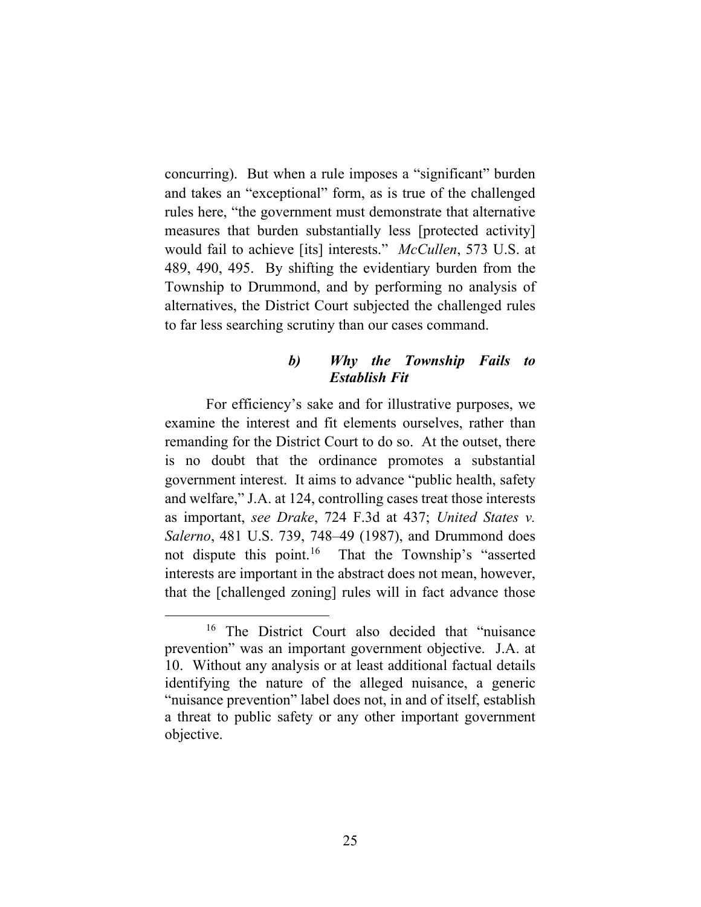concurring). But when a rule imposes a "significant" burden and takes an "exceptional" form, as is true of the challenged rules here, "the government must demonstrate that alternative measures that burden substantially less [protected activity] would fail to achieve [its] interests." *McCullen*, 573 U.S. at 489, 490, 495. By shifting the evidentiary burden from the Township to Drummond, and by performing no analysis of alternatives, the District Court subjected the challenged rules to far less searching scrutiny than our cases command.

#### *b) Why the Township Fails to Establish Fit*

For efficiency's sake and for illustrative purposes, we examine the interest and fit elements ourselves, rather than remanding for the District Court to do so. At the outset, there is no doubt that the ordinance promotes a substantial government interest. It aims to advance "public health, safety and welfare," J.A. at 124, controlling cases treat those interests as important, *see Drake*, 724 F.3d at 437; *United States v. Salerno*, 481 U.S. 739, 748–49 (1987), and Drummond does not dispute this point.[16] That the Township's "asserted interests are important in the abstract does not mean, however, that the [challenged zoning] rules will in fact advance those

[16] The District Court also decided that "nuisance prevention" was an important government objective. J.A. at 10. Without any analysis or at least additional factual details identifying the nature of the alleged nuisance, a generic "nuisance prevention" label does not, in and of itself, establish a threat to public safety or any other important government objective.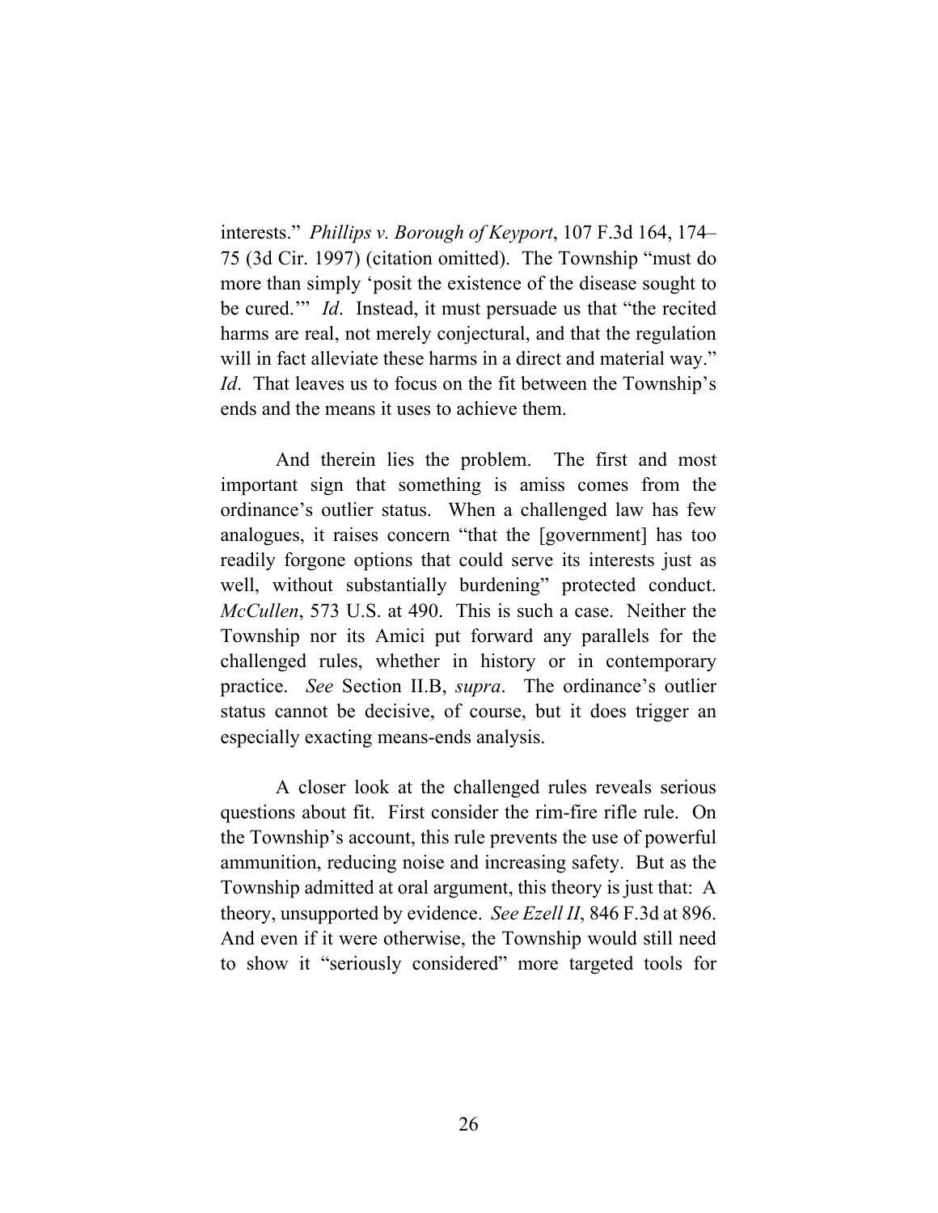interests." *Phillips v. Borough of Keyport*, 107 F.3d 164, 174–75 (3d Cir. 1997) (citation omitted). The Township "must do more than simply 'posit the existence of the disease sought to be cured.'" *Id*. Instead, it must persuade us that "the recited harms are real, not merely conjectural, and that the regulation will in fact alleviate these harms in a direct and material way." *Id*. That leaves us to focus on the fit between the Township's ends and the means it uses to achieve them.

And therein lies the problem. The first and most important sign that something is amiss comes from the ordinance's outlier status. When a challenged law has few analogues, it raises concern "that the [government] has too readily forgone options that could serve its interests just as well, without substantially burdening" protected conduct. *McCullen*, 573 U.S. at 490. This is such a case. Neither the Township nor its Amici put forward any parallels for the challenged rules, whether in history or in contemporary practice. *See* Section II.B, *supra*. The ordinance's outlier status cannot be decisive, of course, but it does trigger an especially exacting means-ends analysis.

A closer look at the challenged rules reveals serious questions about fit. First consider the rim-fire rifle rule. On the Township's account, this rule prevents the use of powerful ammunition, reducing noise and increasing safety. But as the Township admitted at oral argument, this theory is just that: A theory, unsupported by evidence. *See Ezell II*, 846 F.3d at 896. And even if it were otherwise, the Township would still need to show it "seriously considered" more targeted tools for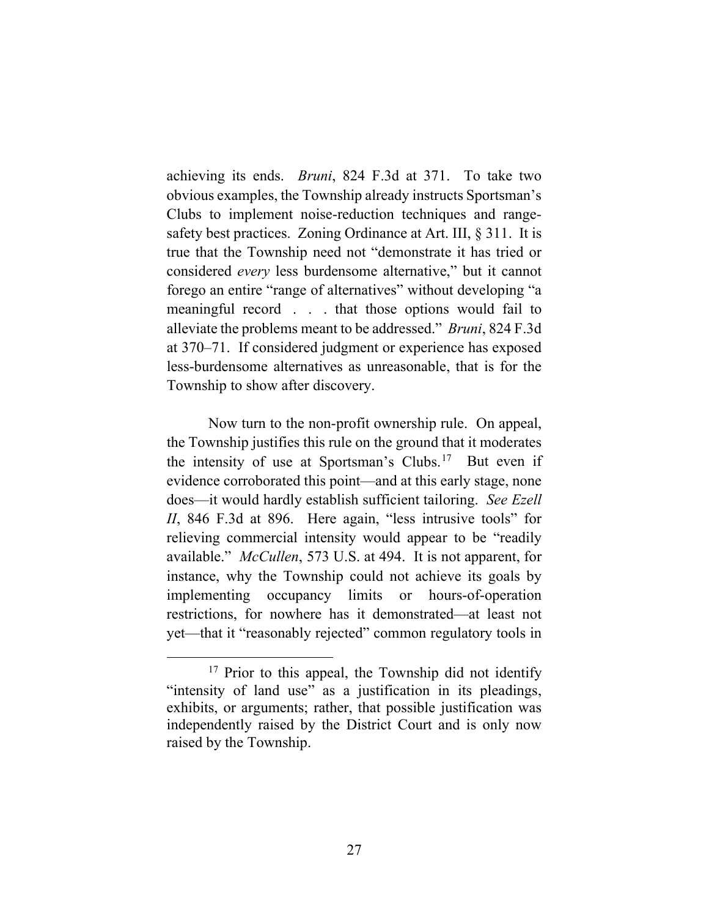achieving its ends. *Bruni*, 824 F.3d at 371. To take two obvious examples, the Township already instructs Sportsman's Clubs to implement noise-reduction techniques and range-safety best practices. Zoning Ordinance at Art. III, § 311. It is true that the Township need not "demonstrate it has tried or considered *every* less burdensome alternative," but it cannot forego an entire "range of alternatives" without developing "a meaningful record . . . that those options would fail to alleviate the problems meant to be addressed." *Bruni*, 824 F.3d at 370–71. If considered judgment or experience has exposed less-burdensome alternatives as unreasonable, that is for the Township to show after discovery.

Now turn to the non-profit ownership rule. On appeal, the Township justifies this rule on the ground that it moderates the intensity of use at Sportsman's Clubs.[17] But even if evidence corroborated this point—and at this early stage, none does—it would hardly establish sufficient tailoring. *See Ezell II*, 846 F.3d at 896. Here again, "less intrusive tools" for relieving commercial intensity would appear to be "readily available." *McCullen*, 573 U.S. at 494. It is not apparent, for instance, why the Township could not achieve its goals by implementing occupancy limits or hours-of-operation restrictions, for nowhere has it demonstrated—at least not yet—that it "reasonably rejected" common regulatory tools in

[17] Prior to this appeal, the Township did not identify "intensity of land use" as a justification in its pleadings, exhibits, or arguments; rather, that possible justification was independently raised by the District Court and is only now raised by the Township.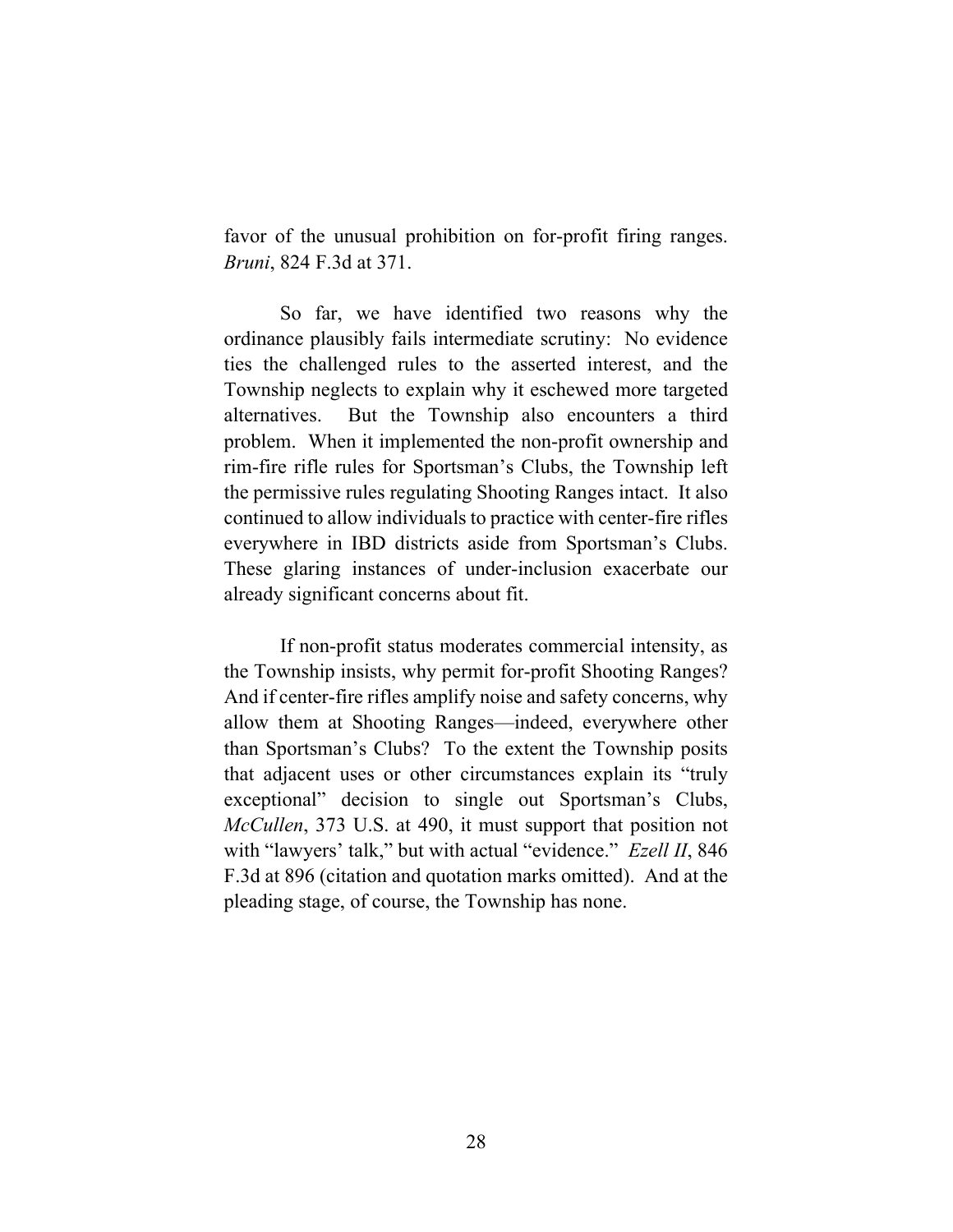favor of the unusual prohibition on for-profit firing ranges. *Bruni*, 824 F.3d at 371.

So far, we have identified two reasons why the ordinance plausibly fails intermediate scrutiny: No evidence ties the challenged rules to the asserted interest, and the Township neglects to explain why it eschewed more targeted alternatives. But the Township also encounters a third problem. When it implemented the non-profit ownership and rim-fire rifle rules for Sportsman's Clubs, the Township left the permissive rules regulating Shooting Ranges intact. It also continued to allow individuals to practice with center-fire rifles everywhere in IBD districts aside from Sportsman's Clubs. These glaring instances of under-inclusion exacerbate our already significant concerns about fit.

If non-profit status moderates commercial intensity, as the Township insists, why permit for-profit Shooting Ranges? And if center-fire rifles amplify noise and safety concerns, why allow them at Shooting Ranges—indeed, everywhere other than Sportsman's Clubs? To the extent the Township posits that adjacent uses or other circumstances explain its "truly exceptional" decision to single out Sportsman's Clubs, *McCullen*, 373 U.S. at 490, it must support that position not with "lawyers' talk," but with actual "evidence." *Ezell II*, 846 F.3d at 896 (citation and quotation marks omitted). And at the pleading stage, of course, the Township has none.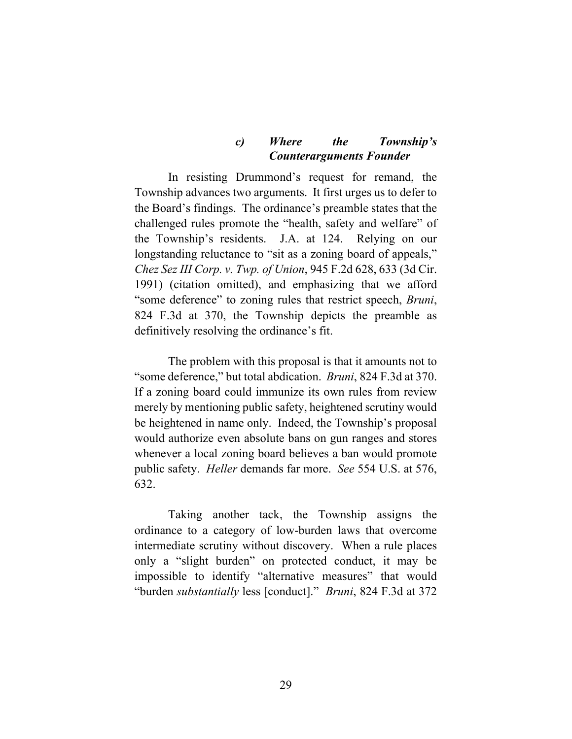#### *c) Where the Township's Counterarguments Founder*

In resisting Drummond's request for remand, the Township advances two arguments. It first urges us to defer to the Board's findings. The ordinance's preamble states that the challenged rules promote the "health, safety and welfare" of the Township's residents. J.A. at 124. Relying on our longstanding reluctance to "sit as a zoning board of appeals," *Chez Sez III Corp. v. Twp. of Union*, 945 F.2d 628, 633 (3d Cir. 1991) (citation omitted), and emphasizing that we afford "some deference" to zoning rules that restrict speech, *Bruni*, 824 F.3d at 370, the Township depicts the preamble as definitively resolving the ordinance's fit.

The problem with this proposal is that it amounts not to "some deference," but total abdication. *Bruni*, 824 F.3d at 370. If a zoning board could immunize its own rules from review merely by mentioning public safety, heightened scrutiny would be heightened in name only. Indeed, the Township's proposal would authorize even absolute bans on gun ranges and stores whenever a local zoning board believes a ban would promote public safety. *Heller* demands far more. *See* 554 U.S. at 576, 632.

Taking another tack, the Township assigns the ordinance to a category of low-burden laws that overcome intermediate scrutiny without discovery. When a rule places only a "slight burden" on protected conduct, it may be impossible to identify "alternative measures" that would "burden *substantially* less [conduct]." *Bruni*, 824 F.3d at 372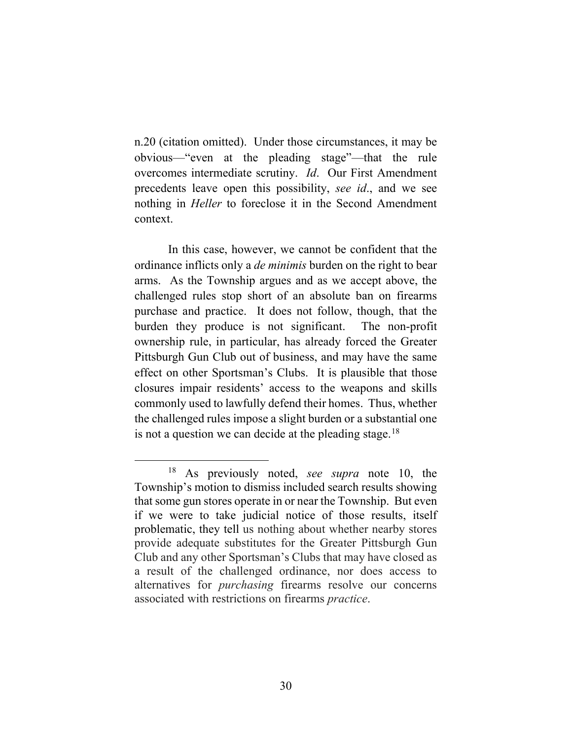n.20 (citation omitted). Under those circumstances, it may be obvious—"even at the pleading stage"—that the rule overcomes intermediate scrutiny. *Id*. Our First Amendment precedents leave open this possibility, *see id*., and we see nothing in *Heller* to foreclose it in the Second Amendment context.

In this case, however, we cannot be confident that the ordinance inflicts only a *de minimis* burden on the right to bear arms. As the Township argues and as we accept above, the challenged rules stop short of an absolute ban on firearms purchase and practice. It does not follow, though, that the burden they produce is not significant. The non-profit ownership rule, in particular, has already forced the Greater Pittsburgh Gun Club out of business, and may have the same effect on other Sportsman's Clubs. It is plausible that those closures impair residents' access to the weapons and skills commonly used to lawfully defend their homes. Thus, whether the challenged rules impose a slight burden or a substantial one is not a question we can decide at the pleading stage.[18]

[18] As previously noted, *see supra* note 10, the Township's motion to dismiss included search results showing that some gun stores operate in or near the Township. But even if we were to take judicial notice of those results, itself problematic, they tell us nothing about whether nearby stores provide adequate substitutes for the Greater Pittsburgh Gun Club and any other Sportsman's Clubs that may have closed as a result of the challenged ordinance, nor does access to alternatives for *purchasing* firearms resolve our concerns associated with restrictions on firearms *practice*.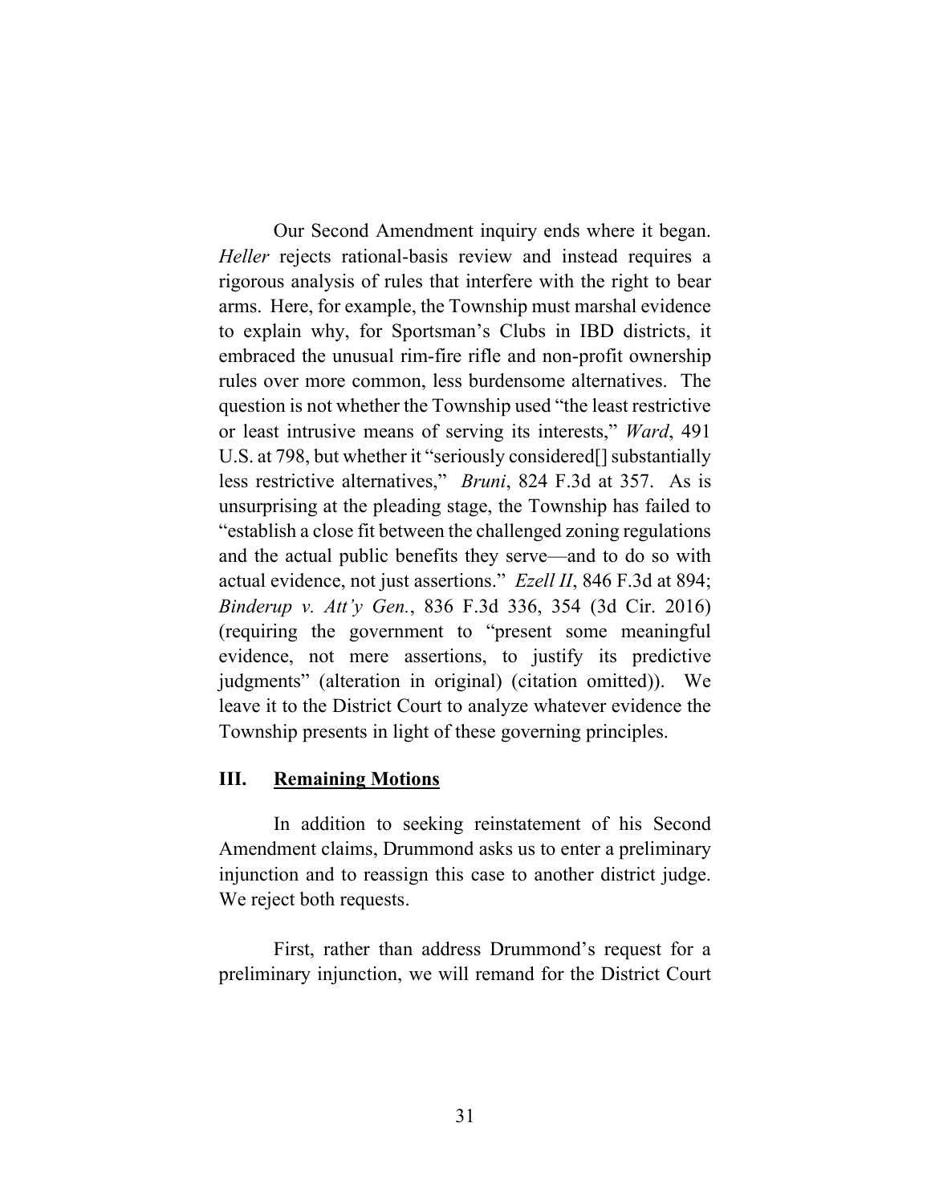Our Second Amendment inquiry ends where it began. *Heller* rejects rational-basis review and instead requires a rigorous analysis of rules that interfere with the right to bear arms. Here, for example, the Township must marshal evidence to explain why, for Sportsman's Clubs in IBD districts, it embraced the unusual rim-fire rifle and non-profit ownership rules over more common, less burdensome alternatives. The question is not whether the Township used "the least restrictive or least intrusive means of serving its interests," *Ward*, 491 U.S. at 798, but whether it "seriously considered[] substantially less restrictive alternatives," *Bruni*, 824 F.3d at 357. As is unsurprising at the pleading stage, the Township has failed to "establish a close fit between the challenged zoning regulations and the actual public benefits they serve—and to do so with actual evidence, not just assertions." *Ezell II*, 846 F.3d at 894; *Binderup v. Att'y Gen.*, 836 F.3d 336, 354 (3d Cir. 2016) (requiring the government to "present some meaningful evidence, not mere assertions, to justify its predictive judgments" (alteration in original) (citation omitted)). We leave it to the District Court to analyze whatever evidence the Township presents in light of these governing principles.

## III. Remaining Motions

In addition to seeking reinstatement of his Second Amendment claims, Drummond asks us to enter a preliminary injunction and to reassign this case to another district judge. We reject both requests.

First, rather than address Drummond's request for a preliminary injunction, we will remand for the District Court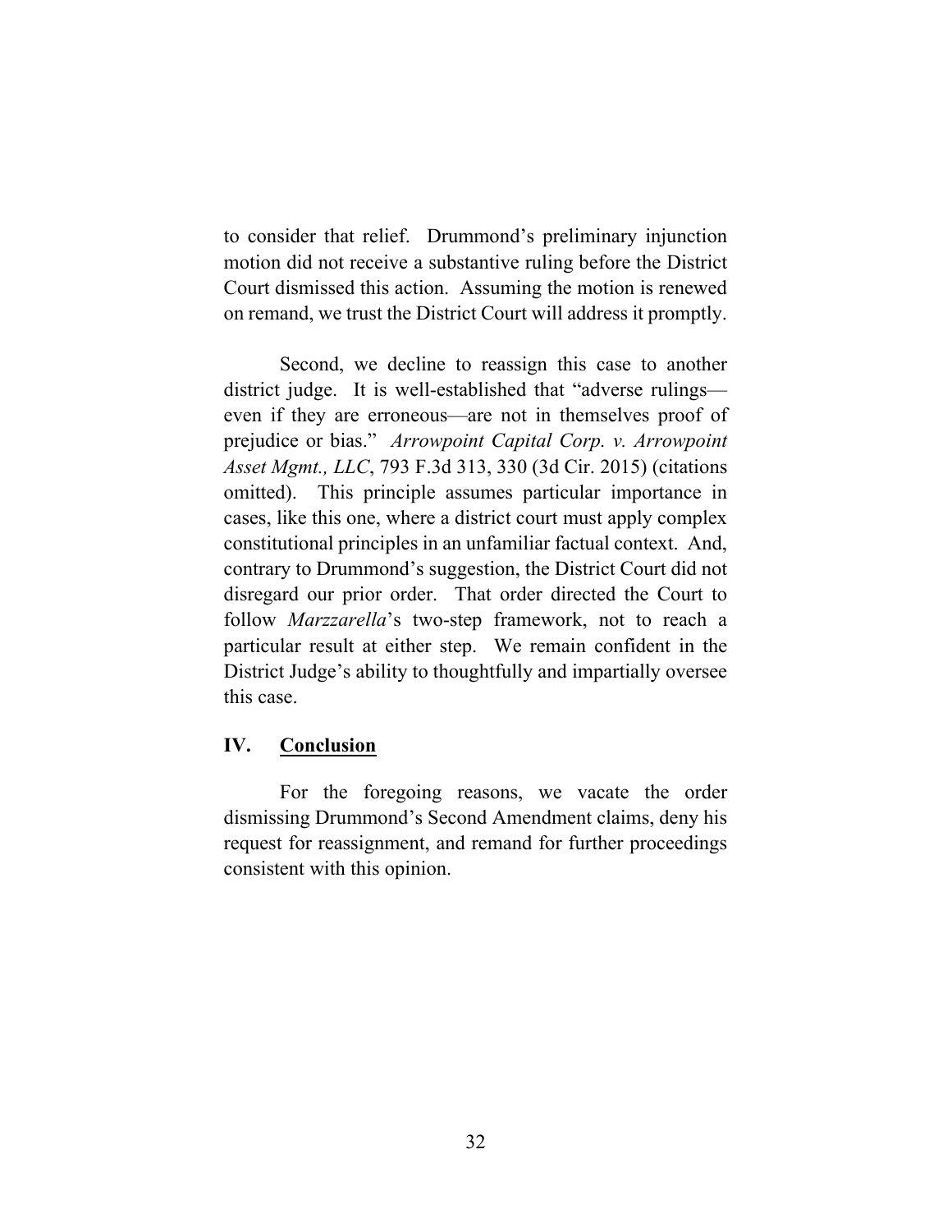to consider that relief. Drummond's preliminary injunction motion did not receive a substantive ruling before the District Court dismissed this action. Assuming the motion is renewed on remand, we trust the District Court will address it promptly.

Second, we decline to reassign this case to another district judge. It is well-established that "adverse rulings—even if they are erroneous—are not in themselves proof of prejudice or bias." *Arrowpoint Capital Corp. v. Arrowpoint Asset Mgmt., LLC*, 793 F.3d 313, 330 (3d Cir. 2015) (citations omitted). This principle assumes particular importance in cases, like this one, where a district court must apply complex constitutional principles in an unfamiliar factual context. And, contrary to Drummond's suggestion, the District Court did not disregard our prior order. That order directed the Court to follow *Marzzarella*'s two-step framework, not to reach a particular result at either step. We remain confident in the District Judge's ability to thoughtfully and impartially oversee this case.

## IV. Conclusion

For the foregoing reasons, we vacate the order dismissing Drummond's Second Amendment claims, deny his request for reassignment, and remand for further proceedings consistent with this opinion.